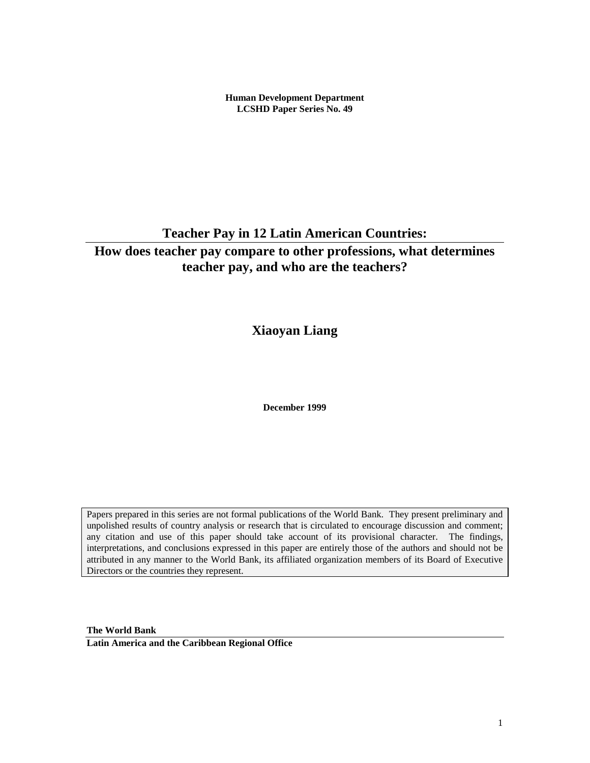**Human Development Department**
**LCSHD Paper Series No. 49**

# Teacher Pay in 12 Latin American Countries:

## How does teacher pay compare to other professions, what determines teacher pay, and who are the teachers?

**Xiaoyan Liang**

**December 1999**

Papers prepared in this series are not formal publications of the World Bank. They present preliminary and unpolished results of country analysis or research that is circulated to encourage discussion and comment; any citation and use of this paper should take account of its provisional character. The findings, interpretations, and conclusions expressed in this paper are entirely those of the authors and should not be attributed in any manner to the World Bank, its affiliated organization members of its Board of Executive Directors or the countries they represent.

**The World Bank**
**Latin America and the Caribbean Regional Office**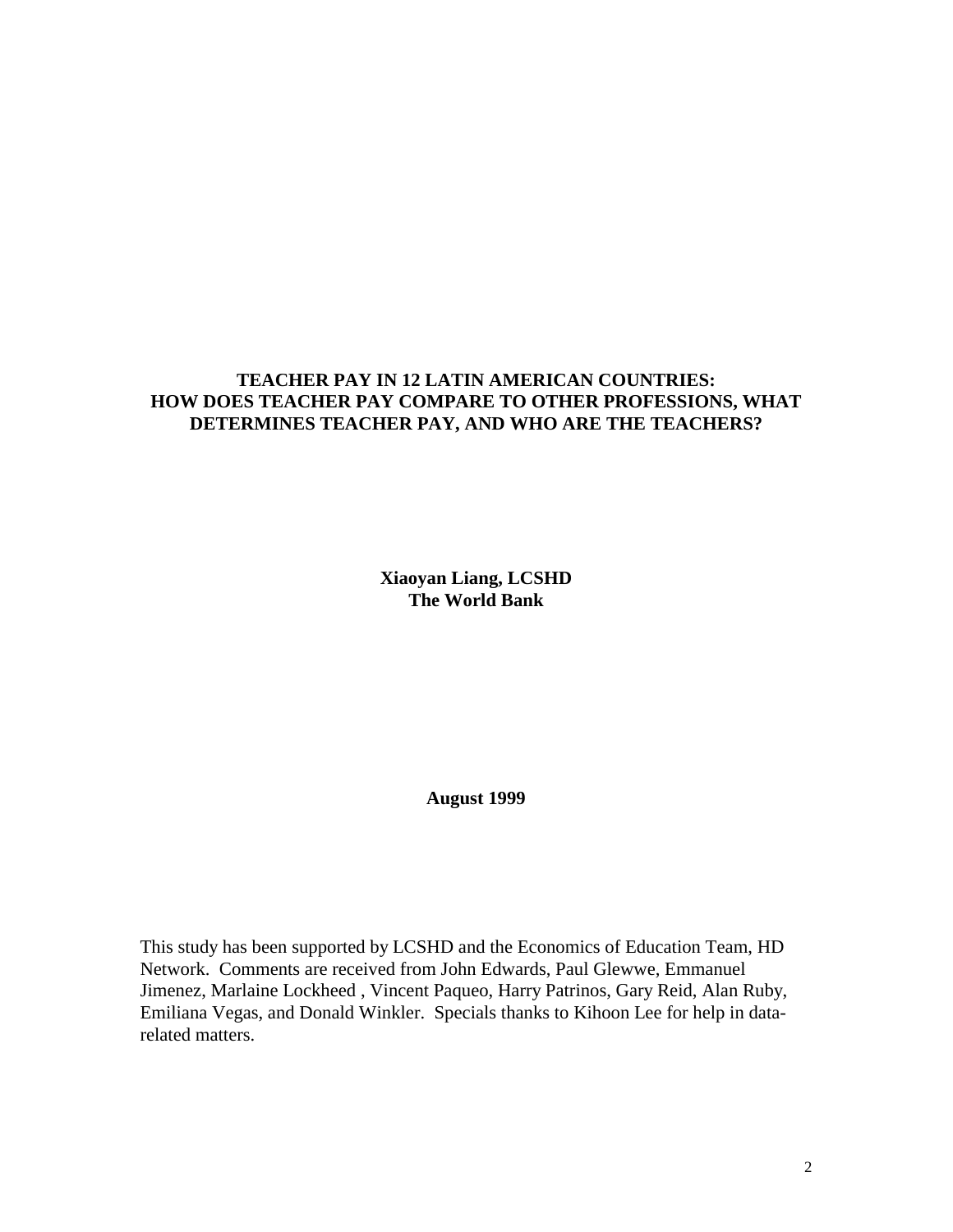# TEACHER PAY IN 12 LATIN AMERICAN COUNTRIES: HOW DOES TEACHER PAY COMPARE TO OTHER PROFESSIONS, WHAT DETERMINES TEACHER PAY, AND WHO ARE THE TEACHERS?

**Xiaoyan Liang, LCSHD**
**The World Bank**

**August 1999**

This study has been supported by LCSHD and the Economics of Education Team, HD Network. Comments are received from John Edwards, Paul Glewwe, Emmanuel Jimenez, Marlaine Lockheed , Vincent Paqueo, Harry Patrinos, Gary Reid, Alan Ruby, Emiliana Vegas, and Donald Winkler. Specials thanks to Kihoon Lee for help in data-related matters.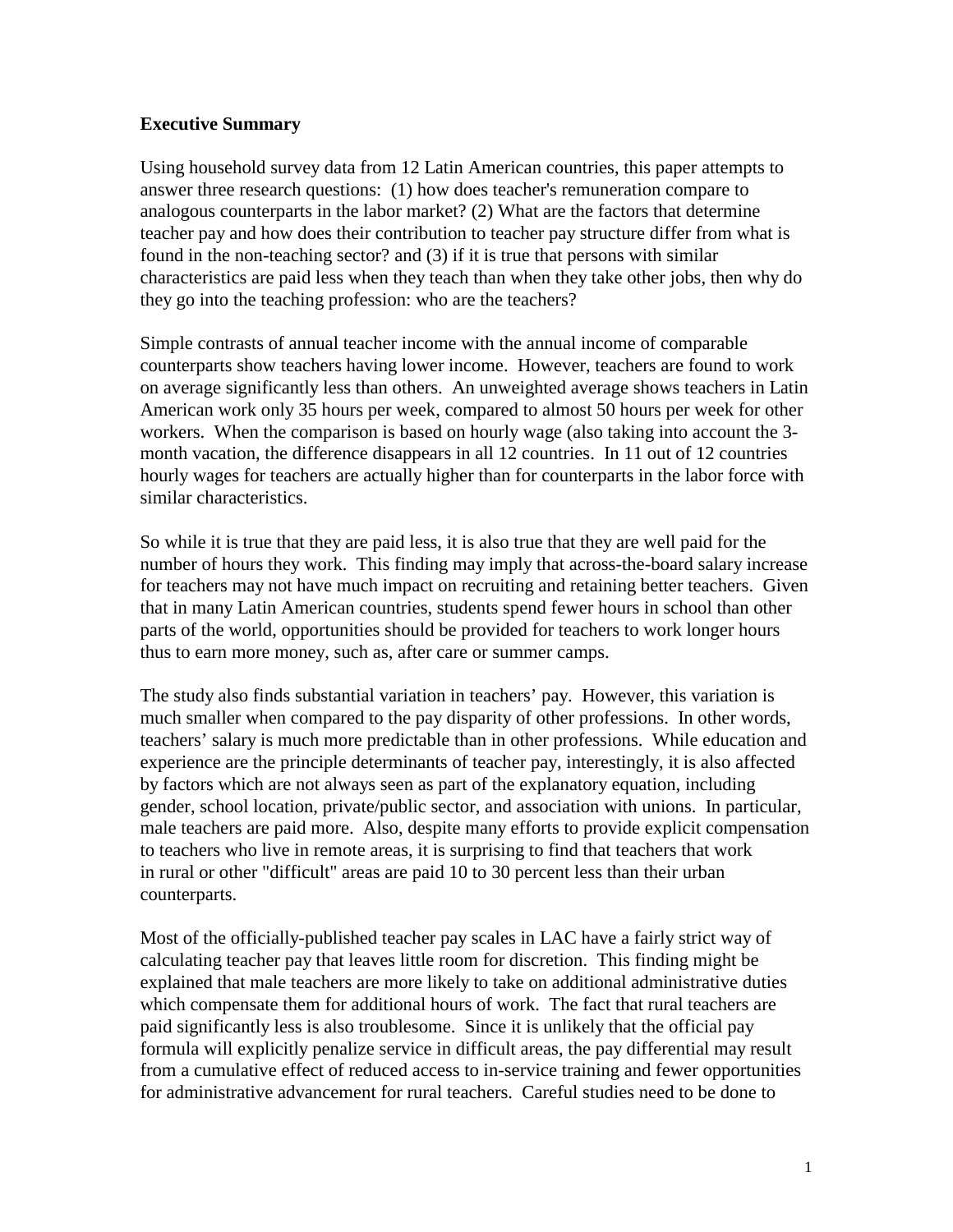**Executive Summary**

Using household survey data from 12 Latin American countries, this paper attempts to answer three research questions: (1) how does teacher's remuneration compare to analogous counterparts in the labor market? (2) What are the factors that determine teacher pay and how does their contribution to teacher pay structure differ from what is found in the non-teaching sector? and (3) if it is true that persons with similar characteristics are paid less when they teach than when they take other jobs, then why do they go into the teaching profession: who are the teachers?

Simple contrasts of annual teacher income with the annual income of comparable counterparts show teachers having lower income. However, teachers are found to work on average significantly less than others. An unweighted average shows teachers in Latin American work only 35 hours per week, compared to almost 50 hours per week for other workers. When the comparison is based on hourly wage (also taking into account the 3-month vacation, the difference disappears in all 12 countries. In 11 out of 12 countries hourly wages for teachers are actually higher than for counterparts in the labor force with similar characteristics.

So while it is true that they are paid less, it is also true that they are well paid for the number of hours they work. This finding may imply that across-the-board salary increase for teachers may not have much impact on recruiting and retaining better teachers. Given that in many Latin American countries, students spend fewer hours in school than other parts of the world, opportunities should be provided for teachers to work longer hours thus to earn more money, such as, after care or summer camps.

The study also finds substantial variation in teachers' pay. However, this variation is much smaller when compared to the pay disparity of other professions. In other words, teachers' salary is much more predictable than in other professions. While education and experience are the principle determinants of teacher pay, interestingly, it is also affected by factors which are not always seen as part of the explanatory equation, including gender, school location, private/public sector, and association with unions. In particular, male teachers are paid more. Also, despite many efforts to provide explicit compensation to teachers who live in remote areas, it is surprising to find that teachers that work in rural or other "difficult" areas are paid 10 to 30 percent less than their urban counterparts.

Most of the officially-published teacher pay scales in LAC have a fairly strict way of calculating teacher pay that leaves little room for discretion. This finding might be explained that male teachers are more likely to take on additional administrative duties which compensate them for additional hours of work. The fact that rural teachers are paid significantly less is also troublesome. Since it is unlikely that the official pay formula will explicitly penalize service in difficult areas, the pay differential may result from a cumulative effect of reduced access to in-service training and fewer opportunities for administrative advancement for rural teachers. Careful studies need to be done to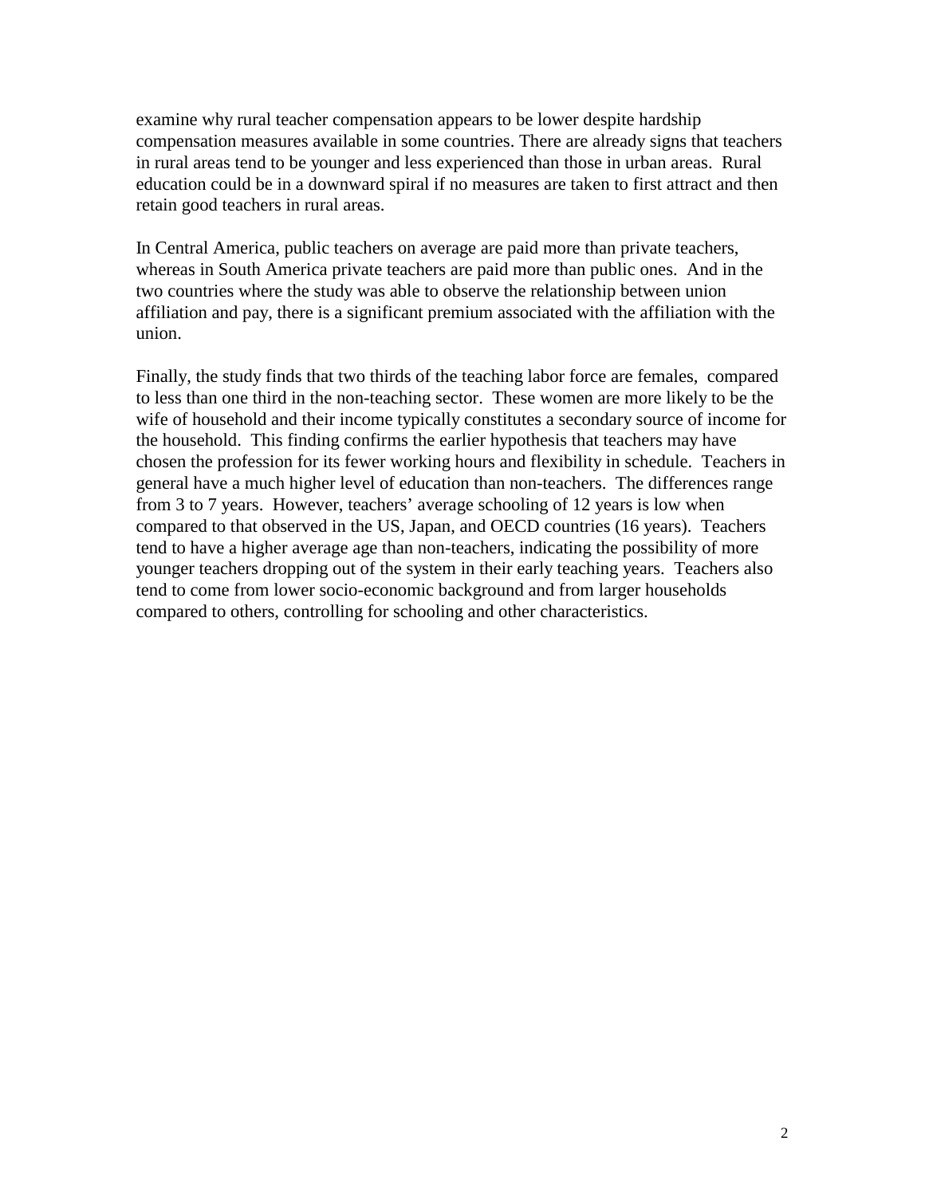examine why rural teacher compensation appears to be lower despite hardship compensation measures available in some countries. There are already signs that teachers in rural areas tend to be younger and less experienced than those in urban areas. Rural education could be in a downward spiral if no measures are taken to first attract and then retain good teachers in rural areas.

In Central America, public teachers on average are paid more than private teachers, whereas in South America private teachers are paid more than public ones. And in the two countries where the study was able to observe the relationship between union affiliation and pay, there is a significant premium associated with the affiliation with the union.

Finally, the study finds that two thirds of the teaching labor force are females, compared to less than one third in the non-teaching sector. These women are more likely to be the wife of household and their income typically constitutes a secondary source of income for the household. This finding confirms the earlier hypothesis that teachers may have chosen the profession for its fewer working hours and flexibility in schedule. Teachers in general have a much higher level of education than non-teachers. The differences range from 3 to 7 years. However, teachers' average schooling of 12 years is low when compared to that observed in the US, Japan, and OECD countries (16 years). Teachers tend to have a higher average age than non-teachers, indicating the possibility of more younger teachers dropping out of the system in their early teaching years. Teachers also tend to come from lower socio-economic background and from larger households compared to others, controlling for schooling and other characteristics.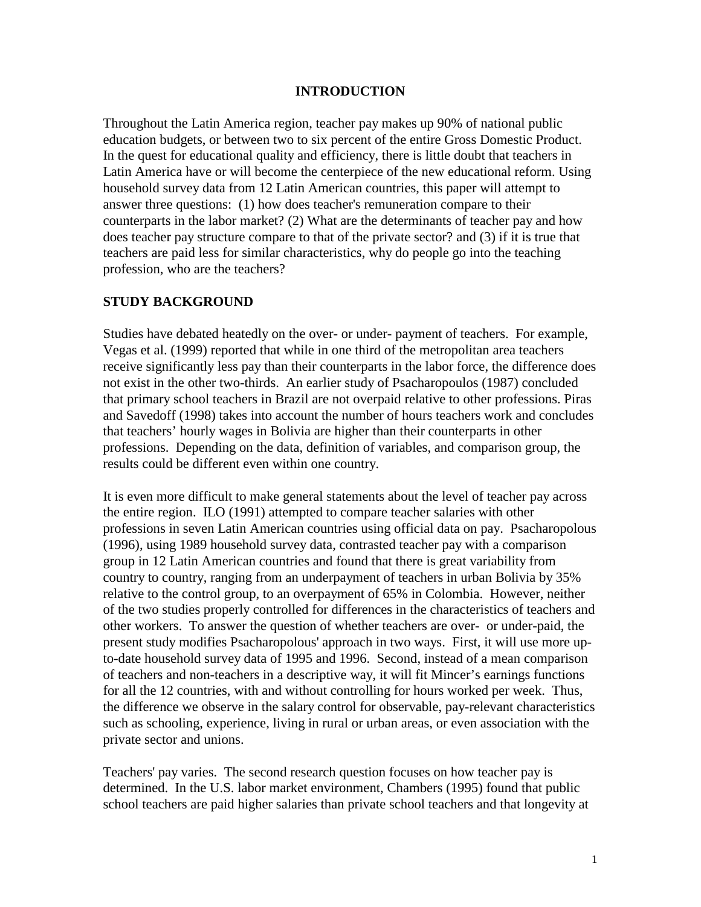## INTRODUCTION

Throughout the Latin America region, teacher pay makes up 90% of national public education budgets, or between two to six percent of the entire Gross Domestic Product. In the quest for educational quality and efficiency, there is little doubt that teachers in Latin America have or will become the centerpiece of the new educational reform. Using household survey data from 12 Latin American countries, this paper will attempt to answer three questions: (1) how does teacher's remuneration compare to their counterparts in the labor market? (2) What are the determinants of teacher pay and how does teacher pay structure compare to that of the private sector? and (3) if it is true that teachers are paid less for similar characteristics, why do people go into the teaching profession, who are the teachers?

## STUDY BACKGROUND

Studies have debated heatedly on the over- or under- payment of teachers. For example, Vegas et al. (1999) reported that while in one third of the metropolitan area teachers receive significantly less pay than their counterparts in the labor force, the difference does not exist in the other two-thirds. An earlier study of Psacharopoulos (1987) concluded that primary school teachers in Brazil are not overpaid relative to other professions. Piras and Savedoff (1998) takes into account the number of hours teachers work and concludes that teachers' hourly wages in Bolivia are higher than their counterparts in other professions. Depending on the data, definition of variables, and comparison group, the results could be different even within one country.

It is even more difficult to make general statements about the level of teacher pay across the entire region. ILO (1991) attempted to compare teacher salaries with other professions in seven Latin American countries using official data on pay. Psacharopolous (1996), using 1989 household survey data, contrasted teacher pay with a comparison group in 12 Latin American countries and found that there is great variability from country to country, ranging from an underpayment of teachers in urban Bolivia by 35% relative to the control group, to an overpayment of 65% in Colombia. However, neither of the two studies properly controlled for differences in the characteristics of teachers and other workers. To answer the question of whether teachers are over- or under-paid, the present study modifies Psacharopolous' approach in two ways. First, it will use more up-to-date household survey data of 1995 and 1996. Second, instead of a mean comparison of teachers and non-teachers in a descriptive way, it will fit Mincer's earnings functions for all the 12 countries, with and without controlling for hours worked per week. Thus, the difference we observe in the salary control for observable, pay-relevant characteristics such as schooling, experience, living in rural or urban areas, or even association with the private sector and unions.

Teachers' pay varies. The second research question focuses on how teacher pay is determined. In the U.S. labor market environment, Chambers (1995) found that public school teachers are paid higher salaries than private school teachers and that longevity at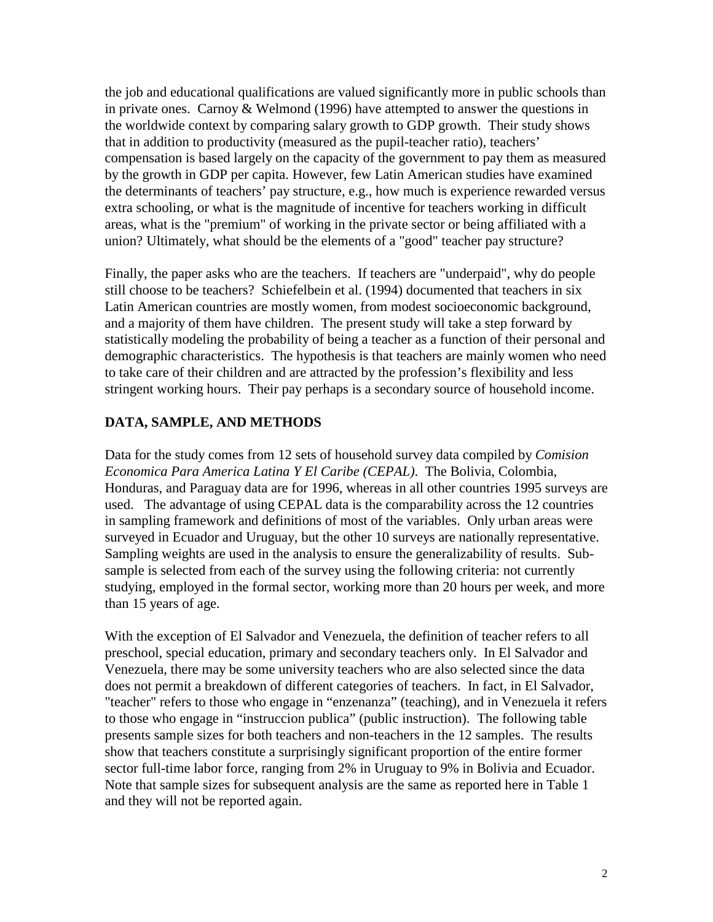the job and educational qualifications are valued significantly more in public schools than in private ones. Carnoy & Welmond (1996) have attempted to answer the questions in the worldwide context by comparing salary growth to GDP growth. Their study shows that in addition to productivity (measured as the pupil-teacher ratio), teachers' compensation is based largely on the capacity of the government to pay them as measured by the growth in GDP per capita. However, few Latin American studies have examined the determinants of teachers' pay structure, e.g., how much is experience rewarded versus extra schooling, or what is the magnitude of incentive for teachers working in difficult areas, what is the "premium" of working in the private sector or being affiliated with a union? Ultimately, what should be the elements of a "good" teacher pay structure?

Finally, the paper asks who are the teachers. If teachers are "underpaid", why do people still choose to be teachers? Schiefelbein et al. (1994) documented that teachers in six Latin American countries are mostly women, from modest socioeconomic background, and a majority of them have children. The present study will take a step forward by statistically modeling the probability of being a teacher as a function of their personal and demographic characteristics. The hypothesis is that teachers are mainly women who need to take care of their children and are attracted by the profession's flexibility and less stringent working hours. Their pay perhaps is a secondary source of household income.

## DATA, SAMPLE, AND METHODS

Data for the study comes from 12 sets of household survey data compiled by *Comision Economica Para America Latina Y El Caribe (CEPAL)*. The Bolivia, Colombia, Honduras, and Paraguay data are for 1996, whereas in all other countries 1995 surveys are used. The advantage of using CEPAL data is the comparability across the 12 countries in sampling framework and definitions of most of the variables. Only urban areas were surveyed in Ecuador and Uruguay, but the other 10 surveys are nationally representative. Sampling weights are used in the analysis to ensure the generalizability of results. Sub-sample is selected from each of the survey using the following criteria: not currently studying, employed in the formal sector, working more than 20 hours per week, and more than 15 years of age.

With the exception of El Salvador and Venezuela, the definition of teacher refers to all preschool, special education, primary and secondary teachers only. In El Salvador and Venezuela, there may be some university teachers who are also selected since the data does not permit a breakdown of different categories of teachers. In fact, in El Salvador, "teacher" refers to those who engage in "enzenanza" (teaching), and in Venezuela it refers to those who engage in "instruccion publica" (public instruction). The following table presents sample sizes for both teachers and non-teachers in the 12 samples. The results show that teachers constitute a surprisingly significant proportion of the entire former sector full-time labor force, ranging from 2% in Uruguay to 9% in Bolivia and Ecuador. Note that sample sizes for subsequent analysis are the same as reported here in Table 1 and they will not be reported again.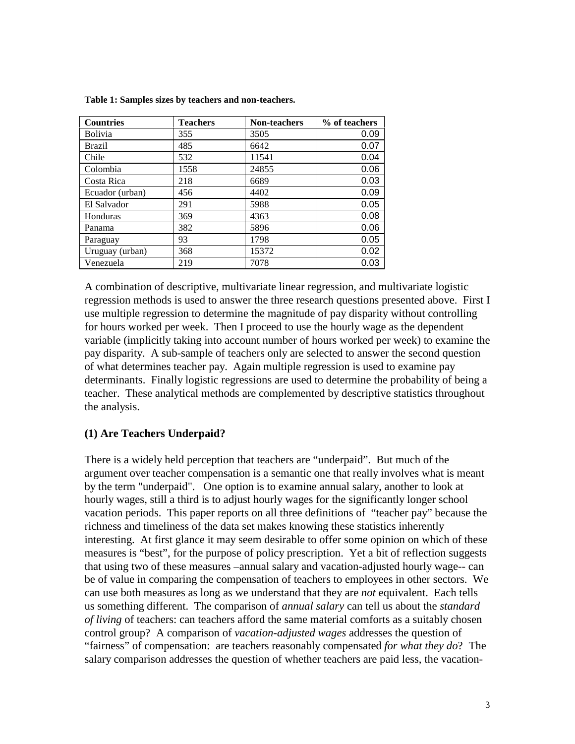**Table 1: Samples sizes by teachers and non-teachers.**

| Countries | Teachers | Non-teachers | % of teachers |
|---|---|---|---|
| Bolivia | 355 | 3505 | 0.09 |
| Brazil | 485 | 6642 | 0.07 |
| Chile | 532 | 11541 | 0.04 |
| Colombia | 1558 | 24855 | 0.06 |
| Costa Rica | 218 | 6689 | 0.03 |
| Ecuador (urban) | 456 | 4402 | 0.09 |
| El Salvador | 291 | 5988 | 0.05 |
| Honduras | 369 | 4363 | 0.08 |
| Panama | 382 | 5896 | 0.06 |
| Paraguay | 93 | 1798 | 0.05 |
| Uruguay (urban) | 368 | 15372 | 0.02 |
| Venezuela | 219 | 7078 | 0.03 |

A combination of descriptive, multivariate linear regression, and multivariate logistic regression methods is used to answer the three research questions presented above. First I use multiple regression to determine the magnitude of pay disparity without controlling for hours worked per week. Then I proceed to use the hourly wage as the dependent variable (implicitly taking into account number of hours worked per week) to examine the pay disparity. A sub-sample of teachers only are selected to answer the second question of what determines teacher pay. Again multiple regression is used to examine pay determinants. Finally logistic regressions are used to determine the probability of being a teacher. These analytical methods are complemented by descriptive statistics throughout the analysis.

## (1) Are Teachers Underpaid?

There is a widely held perception that teachers are "underpaid". But much of the argument over teacher compensation is a semantic one that really involves what is meant by the term "underpaid". One option is to examine annual salary, another to look at hourly wages, still a third is to adjust hourly wages for the significantly longer school vacation periods. This paper reports on all three definitions of "teacher pay" because the richness and timeliness of the data set makes knowing these statistics inherently interesting. At first glance it may seem desirable to offer some opinion on which of these measures is "best", for the purpose of policy prescription. Yet a bit of reflection suggests that using two of these measures –annual salary and vacation-adjusted hourly wage-- can be of value in comparing the compensation of teachers to employees in other sectors. We can use both measures as long as we understand that they are *not* equivalent. Each tells us something different. The comparison of *annual salary* can tell us about the *standard of living* of teachers: can teachers afford the same material comforts as a suitably chosen control group? A comparison of *vacation-adjusted wages* addresses the question of "fairness" of compensation: are teachers reasonably compensated *for what they do*? The salary comparison addresses the question of whether teachers are paid less, the vacation-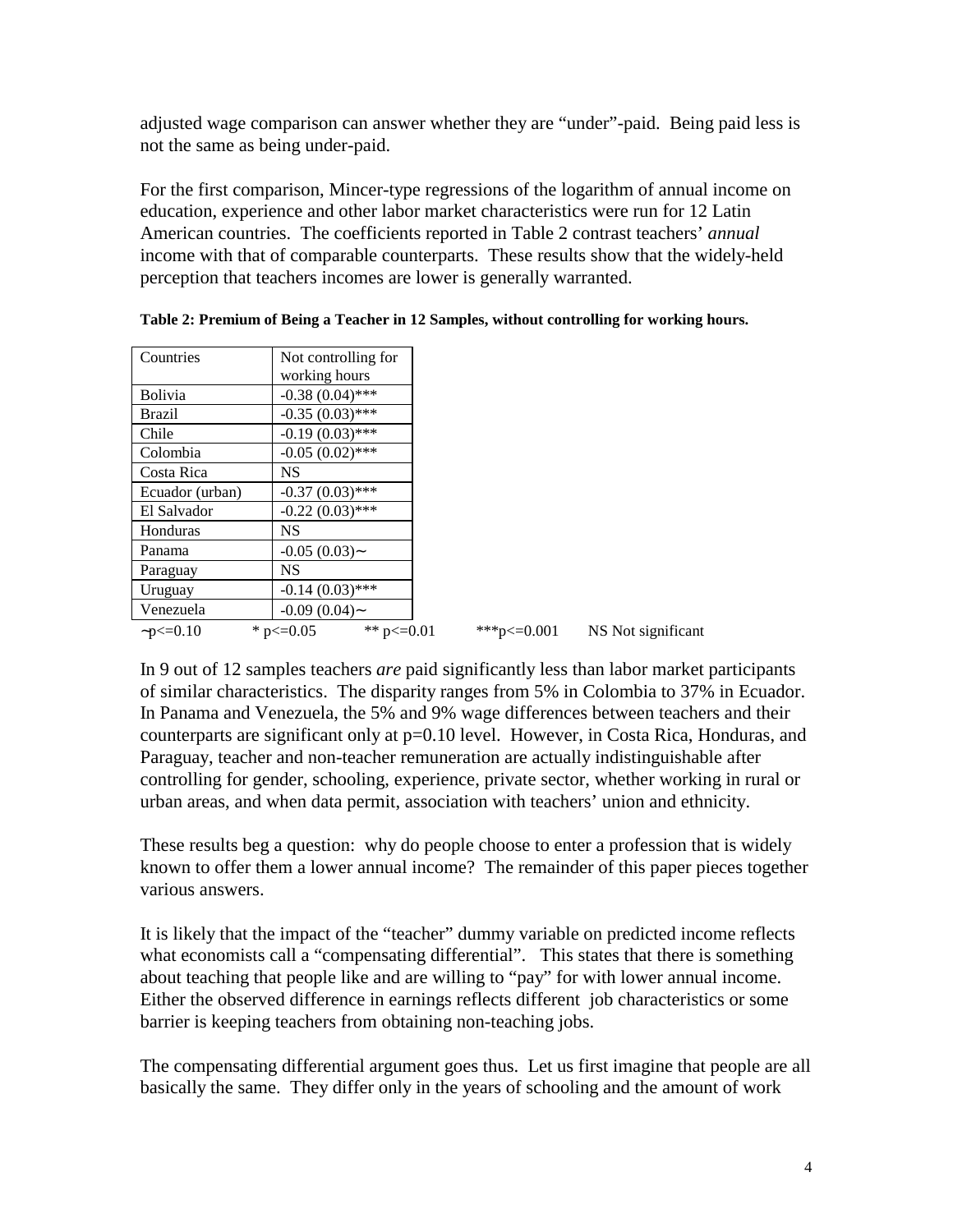adjusted wage comparison can answer whether they are "under"-paid. Being paid less is not the same as being under-paid.

For the first comparison, Mincer-type regressions of the logarithm of annual income on education, experience and other labor market characteristics were run for 12 Latin American countries. The coefficients reported in Table 2 contrast teachers' *annual* income with that of comparable counterparts. These results show that the widely-held perception that teachers incomes are lower is generally warranted.

**Table 2: Premium of Being a Teacher in 12 Samples, without controlling for working hours.**

| Countries | Not controlling for working hours |
|---|---|
| Bolivia | -0.38 (0.04)*** |
| Brazil | -0.35 (0.03)*** |
| Chile | -0.19 (0.03)*** |
| Colombia | -0.05 (0.02)*** |
| Costa Rica | NS |
| Ecuador (urban) | -0.37 (0.03)*** |
| El Salvador | -0.22 (0.03)*** |
| Honduras | NS |
| Panama | -0.05 (0.03)~ |
| Paraguay | NS |
| Uruguay | -0.14 (0.03)*** |
| Venezuela | -0.09 (0.04)~ |

~$p<=0.10$ &nbsp;&nbsp; * $p<=0.05$ &nbsp;&nbsp; ** $p<=0.01$ &nbsp;&nbsp; ***$p<=0.001$ &nbsp;&nbsp; NS Not significant

In 9 out of 12 samples teachers *are* paid significantly less than labor market participants of similar characteristics. The disparity ranges from 5% in Colombia to 37% in Ecuador. In Panama and Venezuela, the 5% and 9% wage differences between teachers and their counterparts are significant only at p=0.10 level. However, in Costa Rica, Honduras, and Paraguay, teacher and non-teacher remuneration are actually indistinguishable after controlling for gender, schooling, experience, private sector, whether working in rural or urban areas, and when data permit, association with teachers' union and ethnicity.

These results beg a question: why do people choose to enter a profession that is widely known to offer them a lower annual income? The remainder of this paper pieces together various answers.

It is likely that the impact of the "teacher" dummy variable on predicted income reflects what economists call a "compensating differential". This states that there is something about teaching that people like and are willing to "pay" for with lower annual income. Either the observed difference in earnings reflects different job characteristics or some barrier is keeping teachers from obtaining non-teaching jobs.

The compensating differential argument goes thus. Let us first imagine that people are all basically the same. They differ only in the years of schooling and the amount of work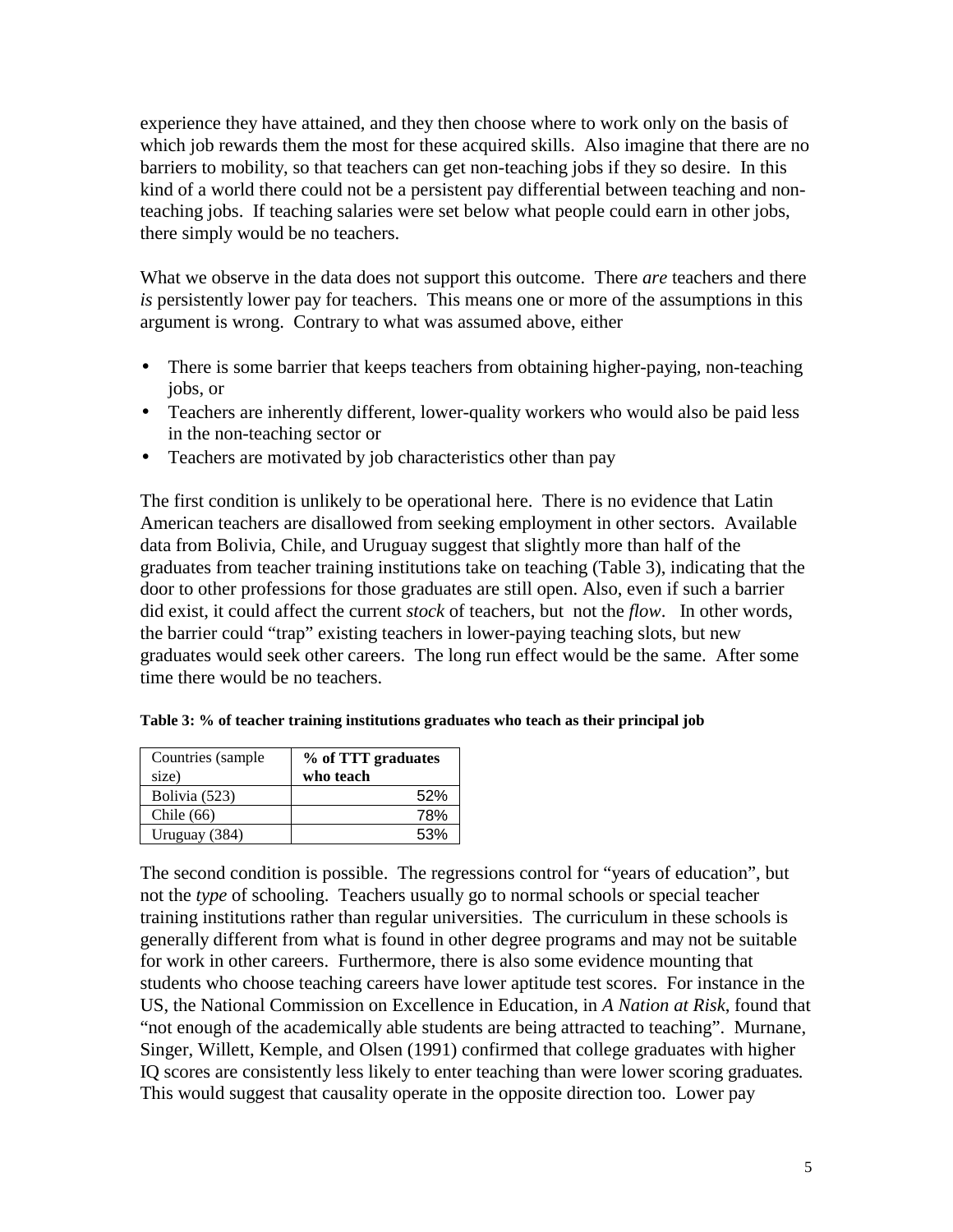experience they have attained, and they then choose where to work only on the basis of which job rewards them the most for these acquired skills. Also imagine that there are no barriers to mobility, so that teachers can get non-teaching jobs if they so desire. In this kind of a world there could not be a persistent pay differential between teaching and non-teaching jobs. If teaching salaries were set below what people could earn in other jobs, there simply would be no teachers.

What we observe in the data does not support this outcome. There *are* teachers and there *is* persistently lower pay for teachers. This means one or more of the assumptions in this argument is wrong. Contrary to what was assumed above, either

- There is some barrier that keeps teachers from obtaining higher-paying, non-teaching jobs, or
- Teachers are inherently different, lower-quality workers who would also be paid less in the non-teaching sector or
- Teachers are motivated by job characteristics other than pay

The first condition is unlikely to be operational here. There is no evidence that Latin American teachers are disallowed from seeking employment in other sectors. Available data from Bolivia, Chile, and Uruguay suggest that slightly more than half of the graduates from teacher training institutions take on teaching (Table 3), indicating that the door to other professions for those graduates are still open. Also, even if such a barrier did exist, it could affect the current *stock* of teachers, but not the *flow*. In other words, the barrier could "trap" existing teachers in lower-paying teaching slots, but new graduates would seek other careers. The long run effect would be the same. After some time there would be no teachers.

**Table 3: % of teacher training institutions graduates who teach as their principal job**

| Countries (sample size) | **% of TTT graduates who teach** |
|---|---|
| Bolivia (523) | 52% |
| Chile (66) | 78% |
| Uruguay (384) | 53% |

The second condition is possible. The regressions control for "years of education", but not the *type* of schooling. Teachers usually go to normal schools or special teacher training institutions rather than regular universities. The curriculum in these schools is generally different from what is found in other degree programs and may not be suitable for work in other careers. Furthermore, there is also some evidence mounting that students who choose teaching careers have lower aptitude test scores. For instance in the US, the National Commission on Excellence in Education, in *A Nation at Risk*, found that "not enough of the academically able students are being attracted to teaching". Murnane, Singer, Willett, Kemple, and Olsen (1991) confirmed that college graduates with higher IQ scores are consistently less likely to enter teaching than were lower scoring graduates. This would suggest that causality operate in the opposite direction too. Lower pay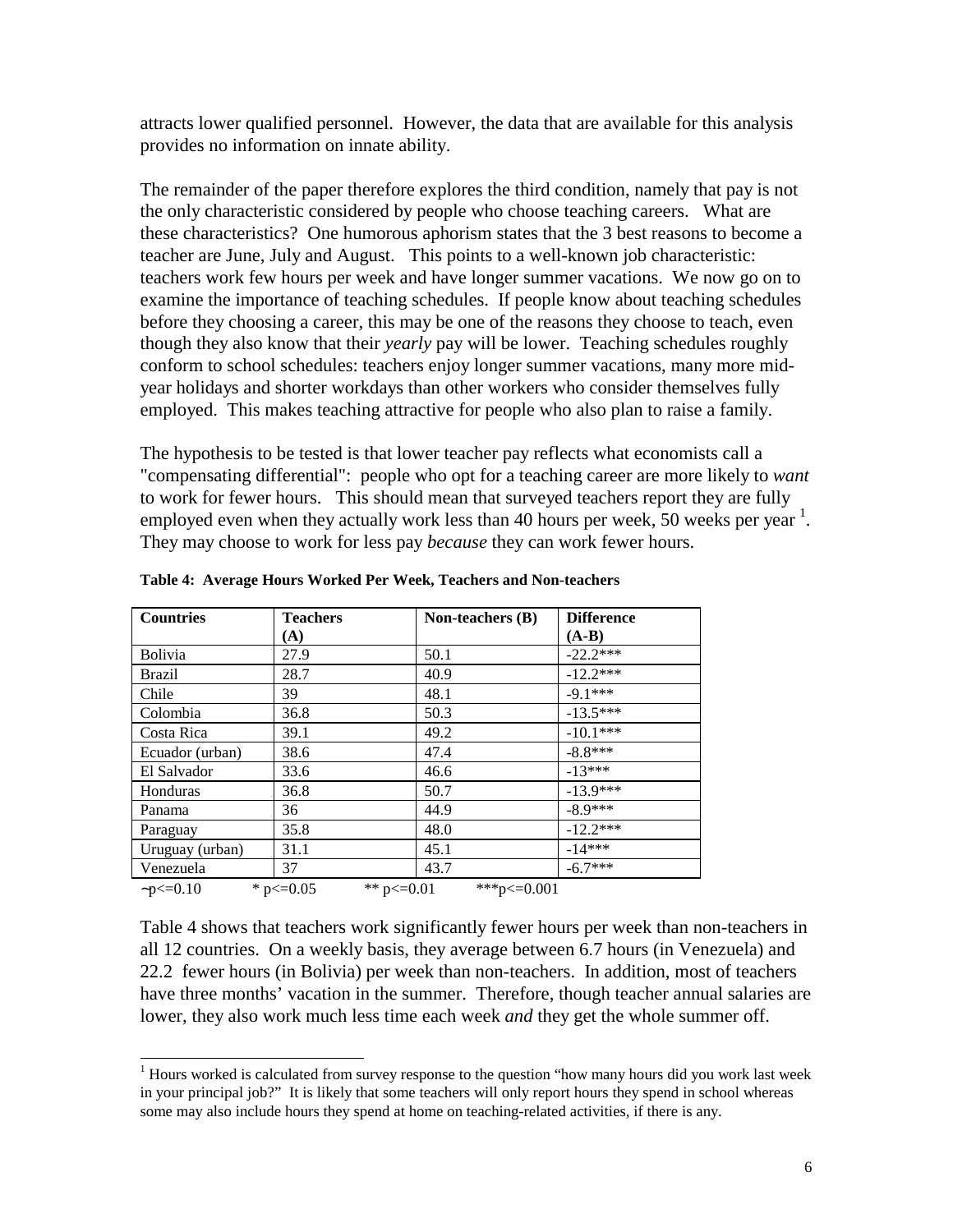attracts lower qualified personnel. However, the data that are available for this analysis provides no information on innate ability.

The remainder of the paper therefore explores the third condition, namely that pay is not the only characteristic considered by people who choose teaching careers. What are these characteristics? One humorous aphorism states that the 3 best reasons to become a teacher are June, July and August. This points to a well-known job characteristic: teachers work few hours per week and have longer summer vacations. We now go on to examine the importance of teaching schedules. If people know about teaching schedules before they choosing a career, this may be one of the reasons they choose to teach, even though they also know that their *yearly* pay will be lower. Teaching schedules roughly conform to school schedules: teachers enjoy longer summer vacations, many more mid-year holidays and shorter workdays than other workers who consider themselves fully employed. This makes teaching attractive for people who also plan to raise a family.

The hypothesis to be tested is that lower teacher pay reflects what economists call a "compensating differential": people who opt for a teaching career are more likely to *want* to work for fewer hours. This should mean that surveyed teachers report they are fully employed even when they actually work less than 40 hours per week, 50 weeks per year [1]. They may choose to work for less pay *because* they can work fewer hours.

**Table 4: Average Hours Worked Per Week, Teachers and Non-teachers**

| Countries | Teachers (A) | Non-teachers (B) | Difference (A-B) |
|---|---|---|---|
| Bolivia | 27.9 | 50.1 | -22.2*** |
| Brazil | 28.7 | 40.9 | -12.2*** |
| Chile | 39 | 48.1 | -9.1*** |
| Colombia | 36.8 | 50.3 | -13.5*** |
| Costa Rica | 39.1 | 49.2 | -10.1*** |
| Ecuador (urban) | 38.6 | 47.4 | -8.8*** |
| El Salvador | 33.6 | 46.6 | -13*** |
| Honduras | 36.8 | 50.7 | -13.9*** |
| Panama | 36 | 44.9 | -8.9*** |
| Paraguay | 35.8 | 48.0 | -12.2*** |
| Uruguay (urban) | 31.1 | 45.1 | -14*** |
| Venezuela | 37 | 43.7 | -6.7*** |

~p<=0.10 * p<=0.05 ** p<=0.01 ***p<=0.001

Table 4 shows that teachers work significantly fewer hours per week than non-teachers in all 12 countries. On a weekly basis, they average between 6.7 hours (in Venezuela) and 22.2 fewer hours (in Bolivia) per week than non-teachers. In addition, most of teachers have three months' vacation in the summer. Therefore, though teacher annual salaries are lower, they also work much less time each week *and* they get the whole summer off.

[1] Hours worked is calculated from survey response to the question "how many hours did you work last week in your principal job?" It is likely that some teachers will only report hours they spend in school whereas some may also include hours they spend at home on teaching-related activities, if there is any.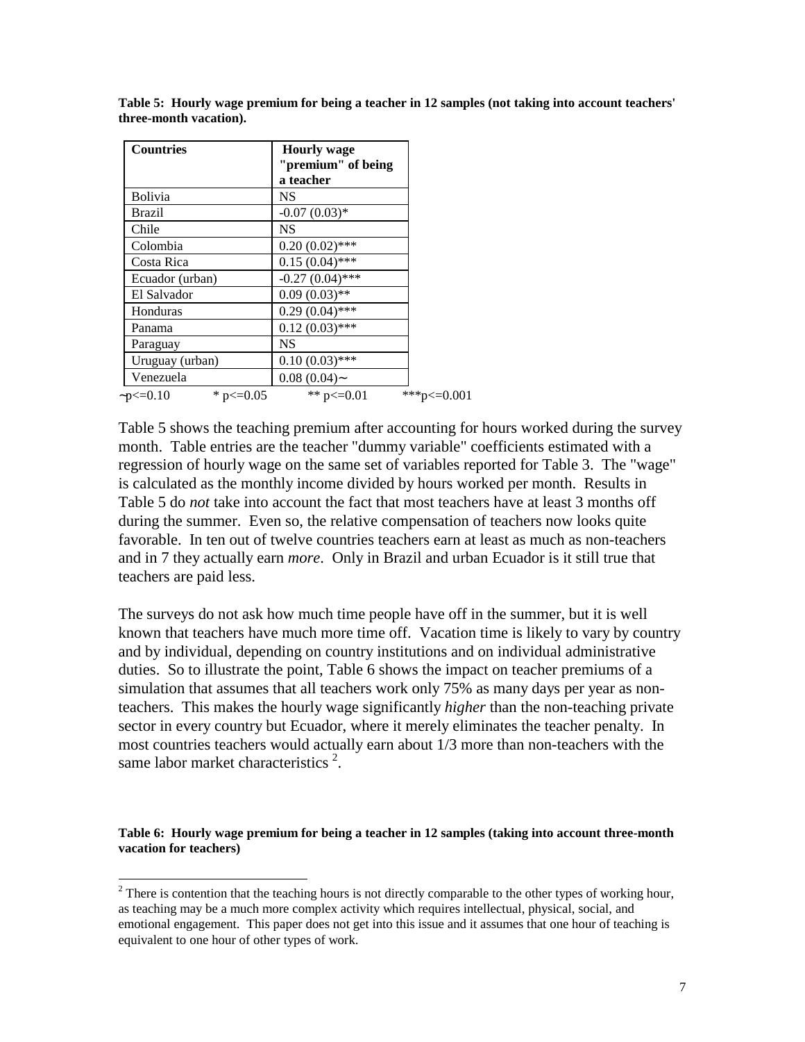**Table 5: Hourly wage premium for being a teacher in 12 samples (not taking into account teachers' three-month vacation).**

| Countries | Hourly wage "premium" of being a teacher |
|---|---|
| Bolivia | NS |
| Brazil | -0.07 (0.03)* |
| Chile | NS |
| Colombia | 0.20 (0.02)*** |
| Costa Rica | 0.15 (0.04)*** |
| Ecuador (urban) | -0.27 (0.04)*** |
| El Salvador | 0.09 (0.03)** |
| Honduras | 0.29 (0.04)*** |
| Panama | 0.12 (0.03)*** |
| Paraguay | NS |
| Uruguay (urban) | 0.10 (0.03)*** |
| Venezuela | 0.08 (0.04)~ |

~p<=0.10 * p<=0.05 ** p<=0.01 ***p<=0.001

Table 5 shows the teaching premium after accounting for hours worked during the survey month. Table entries are the teacher "dummy variable" coefficients estimated with a regression of hourly wage on the same set of variables reported for Table 3. The "wage" is calculated as the monthly income divided by hours worked per month. Results in Table 5 do *not* take into account the fact that most teachers have at least 3 months off during the summer. Even so, the relative compensation of teachers now looks quite favorable. In ten out of twelve countries teachers earn at least as much as non-teachers and in 7 they actually earn *more*. Only in Brazil and urban Ecuador is it still true that teachers are paid less.

The surveys do not ask how much time people have off in the summer, but it is well known that teachers have much more time off. Vacation time is likely to vary by country and by individual, depending on country institutions and on individual administrative duties. So to illustrate the point, Table 6 shows the impact on teacher premiums of a simulation that assumes that all teachers work only 75% as many days per year as non-teachers. This makes the hourly wage significantly *higher* than the non-teaching private sector in every country but Ecuador, where it merely eliminates the teacher penalty. In most countries teachers would actually earn about 1/3 more than non-teachers with the same labor market characteristics [2].

**Table 6: Hourly wage premium for being a teacher in 12 samples (taking into account three-month vacation for teachers)**

[2] There is contention that the teaching hours is not directly comparable to the other types of working hour, as teaching may be a much more complex activity which requires intellectual, physical, social, and emotional engagement. This paper does not get into this issue and it assumes that one hour of teaching is equivalent to one hour of other types of work.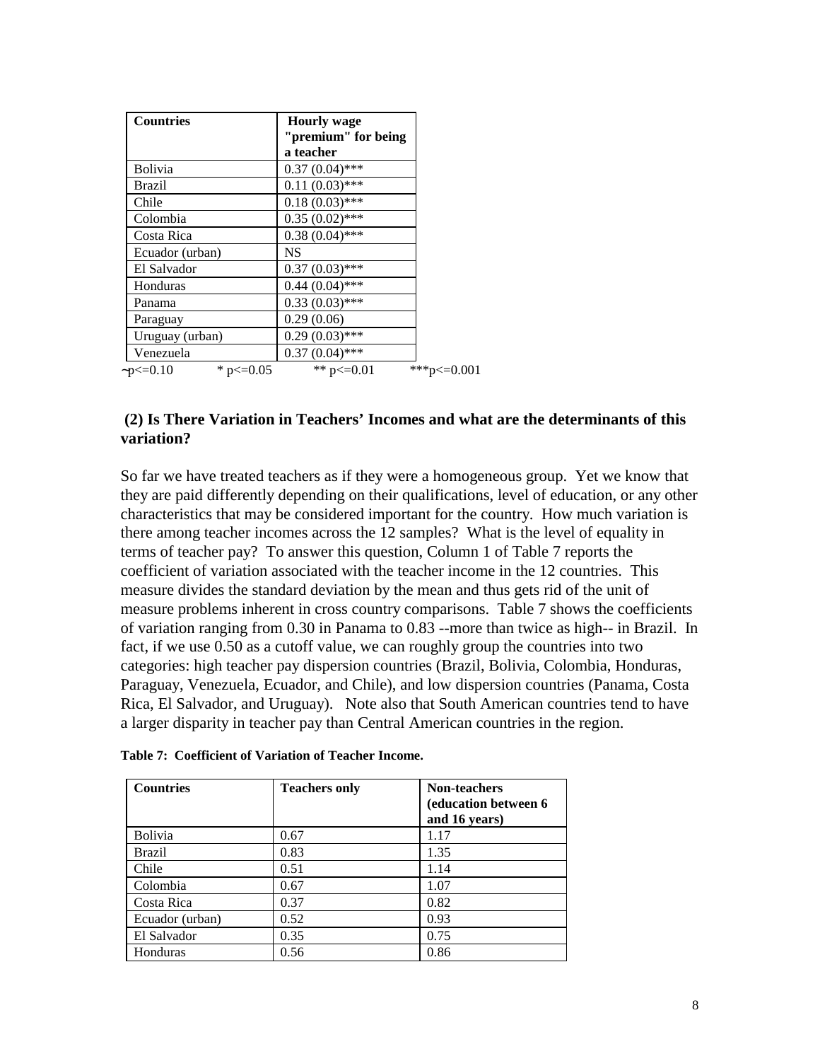| Countries | Hourly wage "premium" for being a teacher |
|---|---|
| Bolivia | 0.37 (0.04)*** |
| Brazil | 0.11 (0.03)*** |
| Chile | 0.18 (0.03)*** |
| Colombia | 0.35 (0.02)*** |
| Costa Rica | 0.38 (0.04)*** |
| Ecuador (urban) | NS |
| El Salvador | 0.37 (0.03)*** |
| Honduras | 0.44 (0.04)*** |
| Panama | 0.33 (0.03)*** |
| Paraguay | 0.29 (0.06) |
| Uruguay (urban) | 0.29 (0.03)*** |
| Venezuela | 0.37 (0.04)*** |

~p<=0.10 * p<=0.05 ** p<=0.01 ***p<=0.001

### (2) Is There Variation in Teachers' Incomes and what are the determinants of this variation?

So far we have treated teachers as if they were a homogeneous group. Yet we know that they are paid differently depending on their qualifications, level of education, or any other characteristics that may be considered important for the country. How much variation is there among teacher incomes across the 12 samples? What is the level of equality in terms of teacher pay? To answer this question, Column 1 of Table 7 reports the coefficient of variation associated with the teacher income in the 12 countries. This measure divides the standard deviation by the mean and thus gets rid of the unit of measure problems inherent in cross country comparisons. Table 7 shows the coefficients of variation ranging from 0.30 in Panama to 0.83 --more than twice as high-- in Brazil. In fact, if we use 0.50 as a cutoff value, we can roughly group the countries into two categories: high teacher pay dispersion countries (Brazil, Bolivia, Colombia, Honduras, Paraguay, Venezuela, Ecuador, and Chile), and low dispersion countries (Panama, Costa Rica, El Salvador, and Uruguay). Note also that South American countries tend to have a larger disparity in teacher pay than Central American countries in the region.

**Table 7: Coefficient of Variation of Teacher Income.**

| Countries | Teachers only | Non-teachers (education between 6 and 16 years) |
|---|---|---|
| Bolivia | 0.67 | 1.17 |
| Brazil | 0.83 | 1.35 |
| Chile | 0.51 | 1.14 |
| Colombia | 0.67 | 1.07 |
| Costa Rica | 0.37 | 0.82 |
| Ecuador (urban) | 0.52 | 0.93 |
| El Salvador | 0.35 | 0.75 |
| Honduras | 0.56 | 0.86 |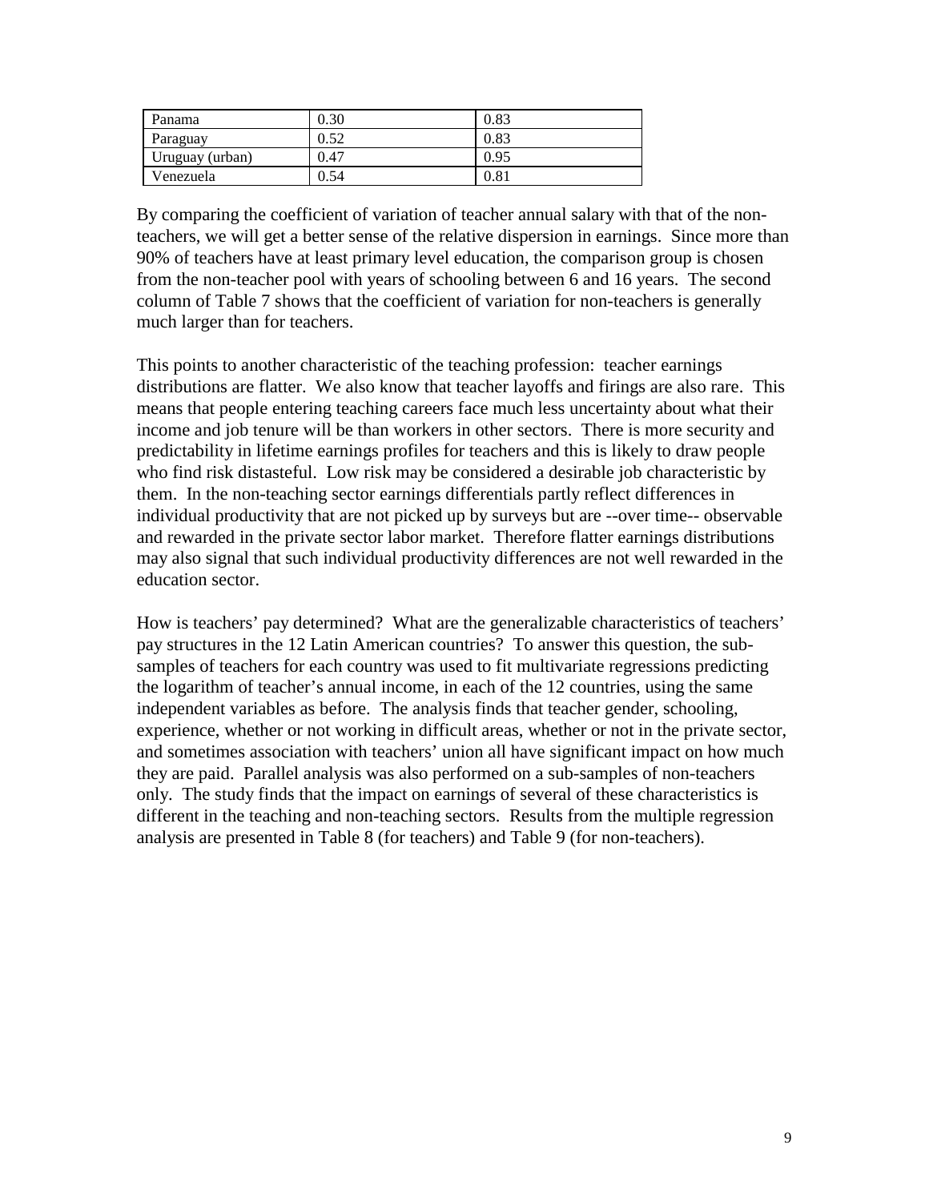| Panama | 0.30 | 0.83 |
|---|---|---|
| Paraguay | 0.52 | 0.83 |
| Uruguay (urban) | 0.47 | 0.95 |
| Venezuela | 0.54 | 0.81 |

By comparing the coefficient of variation of teacher annual salary with that of the non-teachers, we will get a better sense of the relative dispersion in earnings. Since more than 90% of teachers have at least primary level education, the comparison group is chosen from the non-teacher pool with years of schooling between 6 and 16 years. The second column of Table 7 shows that the coefficient of variation for non-teachers is generally much larger than for teachers.

This points to another characteristic of the teaching profession: teacher earnings distributions are flatter. We also know that teacher layoffs and firings are also rare. This means that people entering teaching careers face much less uncertainty about what their income and job tenure will be than workers in other sectors. There is more security and predictability in lifetime earnings profiles for teachers and this is likely to draw people who find risk distasteful. Low risk may be considered a desirable job characteristic by them. In the non-teaching sector earnings differentials partly reflect differences in individual productivity that are not picked up by surveys but are --over time-- observable and rewarded in the private sector labor market. Therefore flatter earnings distributions may also signal that such individual productivity differences are not well rewarded in the education sector.

How is teachers' pay determined? What are the generalizable characteristics of teachers' pay structures in the 12 Latin American countries? To answer this question, the sub-samples of teachers for each country was used to fit multivariate regressions predicting the logarithm of teacher's annual income, in each of the 12 countries, using the same independent variables as before. The analysis finds that teacher gender, schooling, experience, whether or not working in difficult areas, whether or not in the private sector, and sometimes association with teachers' union all have significant impact on how much they are paid. Parallel analysis was also performed on a sub-samples of non-teachers only. The study finds that the impact on earnings of several of these characteristics is different in the teaching and non-teaching sectors. Results from the multiple regression analysis are presented in Table 8 (for teachers) and Table 9 (for non-teachers).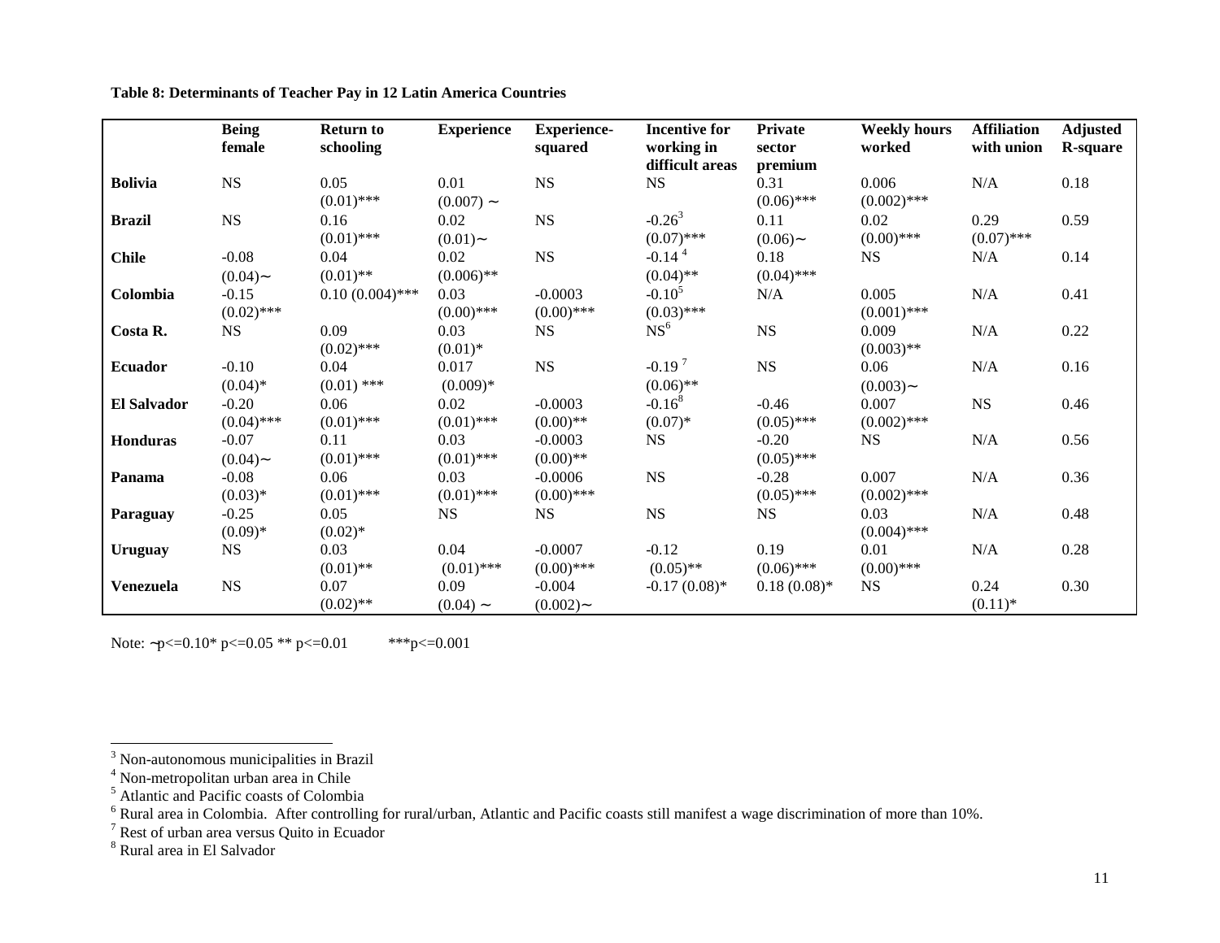**Table 8: Determinants of Teacher Pay in 12 Latin America Countries**

| | Being female | Return to schooling | Experience | Experience-squared | Incentive for working in difficult areas | Private sector premium | Weekly hours worked | Affiliation with union | Adjusted R-square |
|---|---|---|---|---|---|---|---|---|---|
| **Bolivia** | NS | 0.05 (0.01)*** | 0.01 (0.007) ~ | NS | NS | 0.31 (0.06)*** | 0.006 (0.002)*** | N/A | 0.18 |
| **Brazil** | NS | 0.16 (0.01)*** | 0.02 (0.01)~ | NS | -0.26[3] (0.07)*** | 0.11 (0.06)~ | 0.02 (0.00)*** | 0.29 (0.07)*** | 0.59 |
| **Chile** | -0.08 (0.04)~ | 0.04 (0.01)** | 0.02 (0.006)** | NS | -0.14[4] (0.04)** | 0.18 (0.04)*** | NS | N/A | 0.14 |
| **Colombia** | -0.15 (0.02)*** | 0.10 (0.004)*** | 0.03 (0.00)*** | -0.0003 (0.00)*** | -0.10[5] (0.03)*** | N/A | 0.005 (0.001)*** | N/A | 0.41 |
| **Costa R.** | NS | 0.09 (0.02)*** | 0.03 (0.01)* | NS | NS[6] | NS | 0.009 (0.003)** | N/A | 0.22 |
| **Ecuador** | -0.10 (0.04)* | 0.04 (0.01) *** | 0.017 (0.009)* | NS | -0.19[7] (0.06)** | NS | 0.06 (0.003)~ | N/A | 0.16 |
| **El Salvador** | -0.20 (0.04)*** | 0.06 (0.01)*** | 0.02 (0.01)*** | -0.0003 (0.00)** | -0.16[8] (0.07)* | -0.46 (0.05)*** | 0.007 (0.002)*** | NS | 0.46 |
| **Honduras** | -0.07 (0.04)~ | 0.11 (0.01)*** | 0.03 (0.01)*** | -0.0003 (0.00)** | NS | -0.20 (0.05)*** | NS | N/A | 0.56 |
| **Panama** | -0.08 (0.03)* | 0.06 (0.01)*** | 0.03 (0.01)*** | -0.0006 (0.00)*** | NS | -0.28 (0.05)*** | 0.007 (0.002)*** | N/A | 0.36 |
| **Paraguay** | -0.25 (0.09)* | 0.05 (0.02)* | NS | NS | NS | NS | 0.03 (0.004)*** | N/A | 0.48 |
| **Uruguay** | NS | 0.03 (0.01)** | 0.04 (0.01)*** | -0.0007 (0.00)*** | -0.12 (0.05)** | 0.19 (0.06)*** | 0.01 (0.00)*** | N/A | 0.28 |
| **Venezuela** | NS | 0.07 (0.02)** | 0.09 (0.04) ~ | -0.004 (0.002)~ | -0.17 (0.08)* | 0.18 (0.08)* | NS | 0.24 (0.11)* | 0.30 |

Note: ~p<=0.10* p<=0.05 ** p<=0.01 ***p<=0.001

[3] Non-autonomous municipalities in Brazil

[4] Non-metropolitan urban area in Chile

[5] Atlantic and Pacific coasts of Colombia

[6] Rural area in Colombia. After controlling for rural/urban, Atlantic and Pacific coasts still manifest a wage discrimination of more than 10%.

[7] Rest of urban area versus Quito in Ecuador

[8] Rural area in El Salvador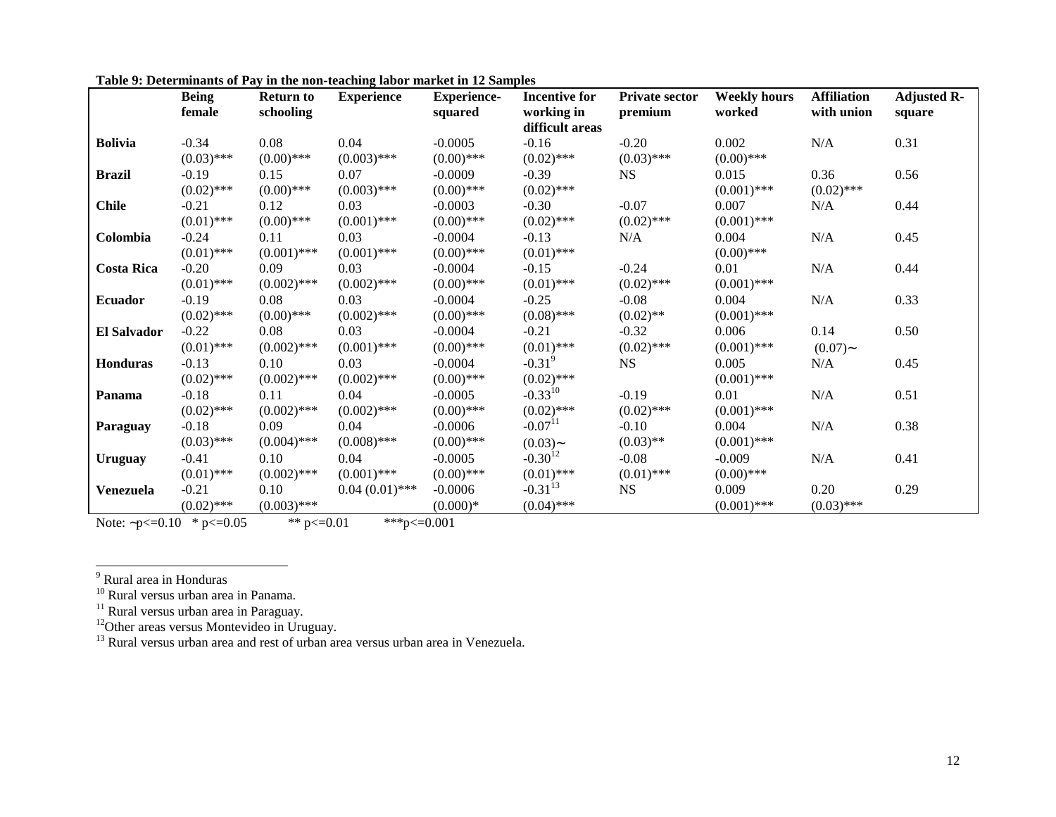**Table 9: Determinants of Pay in the non-teaching labor market in 12 Samples**

| | Being female | Return to schooling | Experience | Experience-squared | Incentive for working in difficult areas | Private sector premium | Weekly hours worked | Affiliation with union | Adjusted R-square |
|---|---|---|---|---|---|---|---|---|---|
| **Bolivia** | -0.34 | 0.08 | 0.04 | -0.0005 | -0.16 | -0.20 | 0.002 | N/A | 0.31 |
| | (0.03)*** | (0.00)*** | (0.003)*** | (0.00)*** | (0.02)*** | (0.03)*** | (0.00)*** | | |
| **Brazil** | -0.19 | 0.15 | 0.07 | -0.0009 | -0.39 | NS | 0.015 | 0.36 | 0.56 |
| | (0.02)*** | (0.00)*** | (0.003)*** | (0.00)*** | (0.02)*** | | (0.001)*** | (0.02)*** | |
| **Chile** | -0.21 | 0.12 | 0.03 | -0.0003 | -0.30 | -0.07 | 0.007 | N/A | 0.44 |
| | (0.01)*** | (0.00)*** | (0.001)*** | (0.00)*** | (0.02)*** | (0.02)*** | (0.001)*** | | |
| **Colombia** | -0.24 | 0.11 | 0.03 | -0.0004 | -0.13 | N/A | 0.004 | N/A | 0.45 |
| | (0.01)*** | (0.001)*** | (0.001)*** | (0.00)*** | (0.01)*** | | (0.00)*** | | |
| **Costa Rica** | -0.20 | 0.09 | 0.03 | -0.0004 | -0.15 | -0.24 | 0.01 | N/A | 0.44 |
| | (0.01)*** | (0.002)*** | (0.002)*** | (0.00)*** | (0.01)*** | (0.02)*** | (0.001)*** | | |
| **Ecuador** | -0.19 | 0.08 | 0.03 | -0.0004 | -0.25 | -0.08 | 0.004 | N/A | 0.33 |
| | (0.02)*** | (0.00)*** | (0.002)*** | (0.00)*** | (0.08)*** | (0.02)** | (0.001)*** | | |
| **El Salvador** | -0.22 | 0.08 | 0.03 | -0.0004 | -0.21 | -0.32 | 0.006 | 0.14 | 0.50 |
| | (0.01)*** | (0.002)*** | (0.001)*** | (0.00)*** | (0.01)*** | (0.02)*** | (0.001)*** | (0.07)~ | |
| **Honduras** | -0.13 | 0.10 | 0.03 | -0.0004 | -0.31[9] | NS | 0.005 | N/A | 0.45 |
| | (0.02)*** | (0.002)*** | (0.002)*** | (0.00)*** | (0.02)*** | | (0.001)*** | | |
| **Panama** | -0.18 | 0.11 | 0.04 | -0.0005 | -0.33[10] | -0.19 | 0.01 | N/A | 0.51 |
| | (0.02)*** | (0.002)*** | (0.002)*** | (0.00)*** | (0.02)*** | (0.02)*** | (0.001)*** | | |
| **Paraguay** | -0.18 | 0.09 | 0.04 | -0.0006 | -0.07[11] | -0.10 | 0.004 | N/A | 0.38 |
| | (0.03)*** | (0.004)*** | (0.008)*** | (0.00)*** | (0.03)~ | (0.03)** | (0.001)*** | | |
| **Uruguay** | -0.41 | 0.10 | 0.04 | -0.0005 | -0.30[12] | -0.08 | -0.009 | N/A | 0.41 |
| | (0.01)*** | (0.002)*** | (0.001)*** | (0.00)*** | (0.01)*** | (0.01)*** | (0.00)*** | | |
| **Venezuela** | -0.21 | 0.10 | 0.04 (0.01)*** | -0.0006 | -0.31[13] | NS | 0.009 | 0.20 | 0.29 |
| | (0.02)*** | (0.003)*** | | (0.000)* | (0.04)*** | | (0.001)*** | (0.03)*** | |

Note: ~p<=0.10 * p<=0.05 ** p<=0.01 ***p<=0.001

[9] Rural area in Honduras

[10] Rural versus urban area in Panama.

[11] Rural versus urban area in Paraguay.

[12] Other areas versus Montevideo in Uruguay.

[13] Rural versus urban area and rest of urban area versus urban area in Venezuela.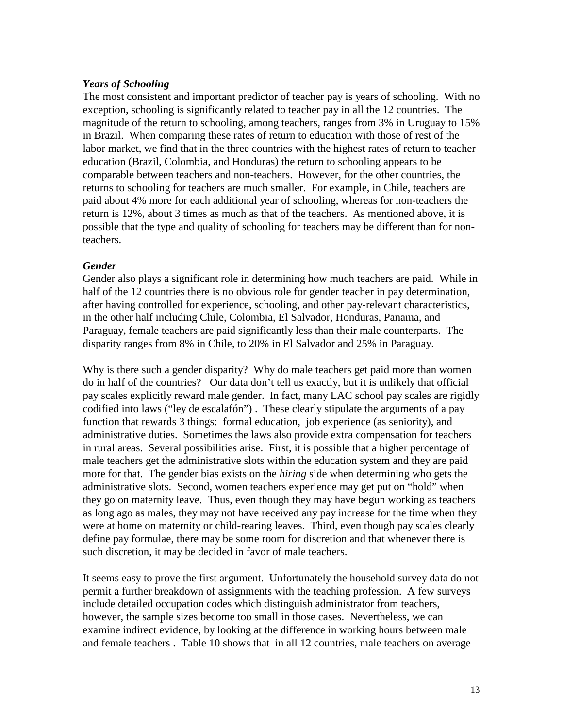***Years of Schooling***

The most consistent and important predictor of teacher pay is years of schooling. With no exception, schooling is significantly related to teacher pay in all the 12 countries. The magnitude of the return to schooling, among teachers, ranges from 3% in Uruguay to 15% in Brazil. When comparing these rates of return to education with those of rest of the labor market, we find that in the three countries with the highest rates of return to teacher education (Brazil, Colombia, and Honduras) the return to schooling appears to be comparable between teachers and non-teachers. However, for the other countries, the returns to schooling for teachers are much smaller. For example, in Chile, teachers are paid about 4% more for each additional year of schooling, whereas for non-teachers the return is 12%, about 3 times as much as that of the teachers. As mentioned above, it is possible that the type and quality of schooling for teachers may be different than for non-teachers.

***Gender***

Gender also plays a significant role in determining how much teachers are paid. While in half of the 12 countries there is no obvious role for gender teacher in pay determination, after having controlled for experience, schooling, and other pay-relevant characteristics, in the other half including Chile, Colombia, El Salvador, Honduras, Panama, and Paraguay, female teachers are paid significantly less than their male counterparts. The disparity ranges from 8% in Chile, to 20% in El Salvador and 25% in Paraguay.

Why is there such a gender disparity? Why do male teachers get paid more than women do in half of the countries? Our data don't tell us exactly, but it is unlikely that official pay scales explicitly reward male gender. In fact, many LAC school pay scales are rigidly codified into laws ("ley de escalafón") . These clearly stipulate the arguments of a pay function that rewards 3 things: formal education, job experience (as seniority), and administrative duties. Sometimes the laws also provide extra compensation for teachers in rural areas. Several possibilities arise. First, it is possible that a higher percentage of male teachers get the administrative slots within the education system and they are paid more for that. The gender bias exists on the *hiring* side when determining who gets the administrative slots. Second, women teachers experience may get put on "hold" when they go on maternity leave. Thus, even though they may have begun working as teachers as long ago as males, they may not have received any pay increase for the time when they were at home on maternity or child-rearing leaves. Third, even though pay scales clearly define pay formulae, there may be some room for discretion and that whenever there is such discretion, it may be decided in favor of male teachers.

It seems easy to prove the first argument. Unfortunately the household survey data do not permit a further breakdown of assignments with the teaching profession. A few surveys include detailed occupation codes which distinguish administrator from teachers, however, the sample sizes become too small in those cases. Nevertheless, we can examine indirect evidence, by looking at the difference in working hours between male and female teachers . Table 10 shows that in all 12 countries, male teachers on average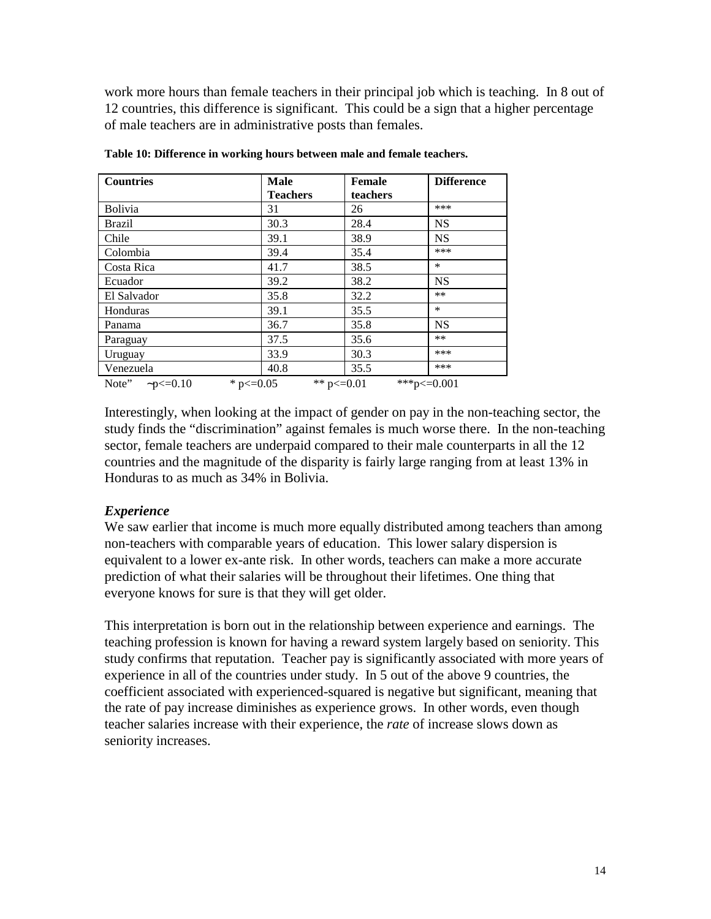work more hours than female teachers in their principal job which is teaching. In 8 out of 12 countries, this difference is significant. This could be a sign that a higher percentage of male teachers are in administrative posts than females.

**Table 10: Difference in working hours between male and female teachers.**

| Countries | Male Teachers | Female teachers | Difference |
|---|---|---|---|
| Bolivia | 31 | 26 | *** |
| Brazil | 30.3 | 28.4 | NS |
| Chile | 39.1 | 38.9 | NS |
| Colombia | 39.4 | 35.4 | *** |
| Costa Rica | 41.7 | 38.5 | * |
| Ecuador | 39.2 | 38.2 | NS |
| El Salvador | 35.8 | 32.2 | ** |
| Honduras | 39.1 | 35.5 | * |
| Panama | 36.7 | 35.8 | NS |
| Paraguay | 37.5 | 35.6 | ** |
| Uruguay | 33.9 | 30.3 | *** |
| Venezuela | 40.8 | 35.5 | *** |

Note" ~p<=0.10 * p<=0.05 ** p<=0.01 ***p<=0.001

Interestingly, when looking at the impact of gender on pay in the non-teaching sector, the study finds the "discrimination" against females is much worse there. In the non-teaching sector, female teachers are underpaid compared to their male counterparts in all the 12 countries and the magnitude of the disparity is fairly large ranging from at least 13% in Honduras to as much as 34% in Bolivia.

### *Experience*

We saw earlier that income is much more equally distributed among teachers than among non-teachers with comparable years of education. This lower salary dispersion is equivalent to a lower ex-ante risk. In other words, teachers can make a more accurate prediction of what their salaries will be throughout their lifetimes. One thing that everyone knows for sure is that they will get older.

This interpretation is born out in the relationship between experience and earnings. The teaching profession is known for having a reward system largely based on seniority. This study confirms that reputation. Teacher pay is significantly associated with more years of experience in all of the countries under study. In 5 out of the above 9 countries, the coefficient associated with experienced-squared is negative but significant, meaning that the rate of pay increase diminishes as experience grows. In other words, even though teacher salaries increase with their experience, the *rate* of increase slows down as seniority increases.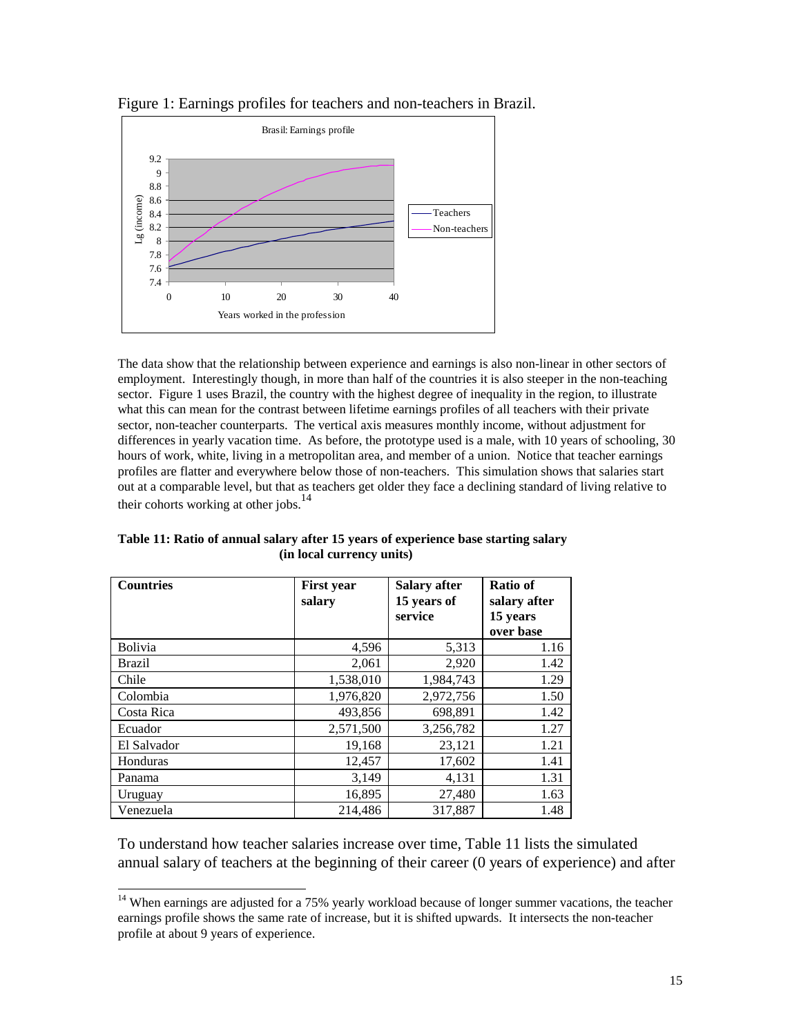Figure 1: Earnings profiles for teachers and non-teachers in Brazil.

The data show that the relationship between experience and earnings is also non-linear in other sectors of employment. Interestingly though, in more than half of the countries it is also steeper in the non-teaching sector. Figure 1 uses Brazil, the country with the highest degree of inequality in the region, to illustrate what this can mean for the contrast between lifetime earnings profiles of all teachers with their private sector, non-teacher counterparts. The vertical axis measures monthly income, without adjustment for differences in yearly vacation time. As before, the prototype used is a male, with 10 years of schooling, 30 hours of work, white, living in a metropolitan area, and member of a union. Notice that teacher earnings profiles are flatter and everywhere below those of non-teachers. This simulation shows that salaries start out at a comparable level, but that as teachers get older they face a declining standard of living relative to their cohorts working at other jobs.[14]

**Table 11: Ratio of annual salary after 15 years of experience base starting salary (in local currency units)**

| Countries | First year salary | Salary after 15 years of service | Ratio of salary after 15 years over base |
|---|---|---|---|
| Bolivia | 4,596 | 5,313 | 1.16 |
| Brazil | 2,061 | 2,920 | 1.42 |
| Chile | 1,538,010 | 1,984,743 | 1.29 |
| Colombia | 1,976,820 | 2,972,756 | 1.50 |
| Costa Rica | 493,856 | 698,891 | 1.42 |
| Ecuador | 2,571,500 | 3,256,782 | 1.27 |
| El Salvador | 19,168 | 23,121 | 1.21 |
| Honduras | 12,457 | 17,602 | 1.41 |
| Panama | 3,149 | 4,131 | 1.31 |
| Uruguay | 16,895 | 27,480 | 1.63 |
| Venezuela | 214,486 | 317,887 | 1.48 |

To understand how teacher salaries increase over time, Table 11 lists the simulated annual salary of teachers at the beginning of their career (0 years of experience) and after

[14] When earnings are adjusted for a 75% yearly workload because of longer summer vacations, the teacher earnings profile shows the same rate of increase, but it is shifted upwards. It intersects the non-teacher profile at about 9 years of experience.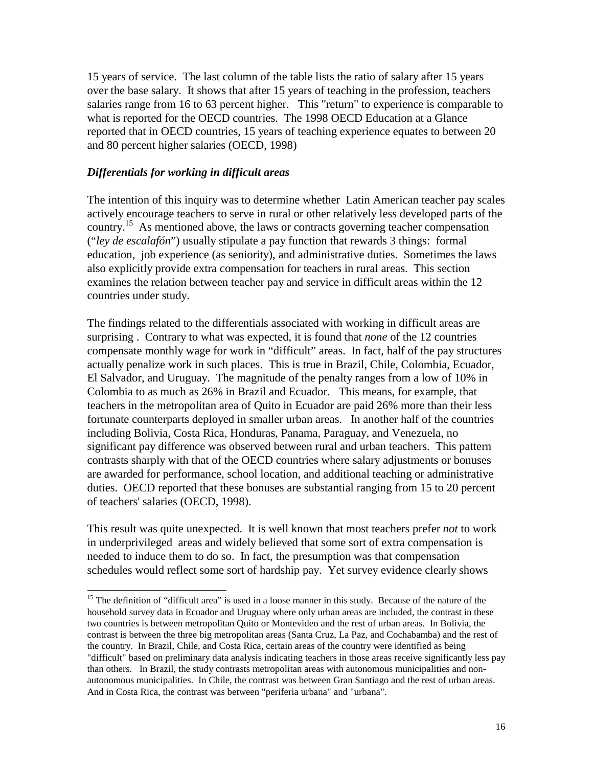15 years of service. The last column of the table lists the ratio of salary after 15 years over the base salary. It shows that after 15 years of teaching in the profession, teachers salaries range from 16 to 63 percent higher. This "return" to experience is comparable to what is reported for the OECD countries. The 1998 OECD Education at a Glance reported that in OECD countries, 15 years of teaching experience equates to between 20 and 80 percent higher salaries (OECD, 1998)

### *Differentials for working in difficult areas*

The intention of this inquiry was to determine whether Latin American teacher pay scales actively encourage teachers to serve in rural or other relatively less developed parts of the country.[15] As mentioned above, the laws or contracts governing teacher compensation ("*ley de escalafón*") usually stipulate a pay function that rewards 3 things: formal education, job experience (as seniority), and administrative duties. Sometimes the laws also explicitly provide extra compensation for teachers in rural areas. This section examines the relation between teacher pay and service in difficult areas within the 12 countries under study.

The findings related to the differentials associated with working in difficult areas are surprising . Contrary to what was expected, it is found that *none* of the 12 countries compensate monthly wage for work in "difficult" areas. In fact, half of the pay structures actually penalize work in such places. This is true in Brazil, Chile, Colombia, Ecuador, El Salvador, and Uruguay. The magnitude of the penalty ranges from a low of 10% in Colombia to as much as 26% in Brazil and Ecuador. This means, for example, that teachers in the metropolitan area of Quito in Ecuador are paid 26% more than their less fortunate counterparts deployed in smaller urban areas. In another half of the countries including Bolivia, Costa Rica, Honduras, Panama, Paraguay, and Venezuela, no significant pay difference was observed between rural and urban teachers. This pattern contrasts sharply with that of the OECD countries where salary adjustments or bonuses are awarded for performance, school location, and additional teaching or administrative duties. OECD reported that these bonuses are substantial ranging from 15 to 20 percent of teachers' salaries (OECD, 1998).

This result was quite unexpected. It is well known that most teachers prefer *not* to work in underprivileged areas and widely believed that some sort of extra compensation is needed to induce them to do so. In fact, the presumption was that compensation schedules would reflect some sort of hardship pay. Yet survey evidence clearly shows

[15] The definition of "difficult area" is used in a loose manner in this study. Because of the nature of the household survey data in Ecuador and Uruguay where only urban areas are included, the contrast in these two countries is between metropolitan Quito or Montevideo and the rest of urban areas. In Bolivia, the contrast is between the three big metropolitan areas (Santa Cruz, La Paz, and Cochabamba) and the rest of the country. In Brazil, Chile, and Costa Rica, certain areas of the country were identified as being "difficult" based on preliminary data analysis indicating teachers in those areas receive significantly less pay than others. In Brazil, the study contrasts metropolitan areas with autonomous municipalities and non-autonomous municipalities. In Chile, the contrast was between Gran Santiago and the rest of urban areas. And in Costa Rica, the contrast was between "periferia urbana" and "urbana".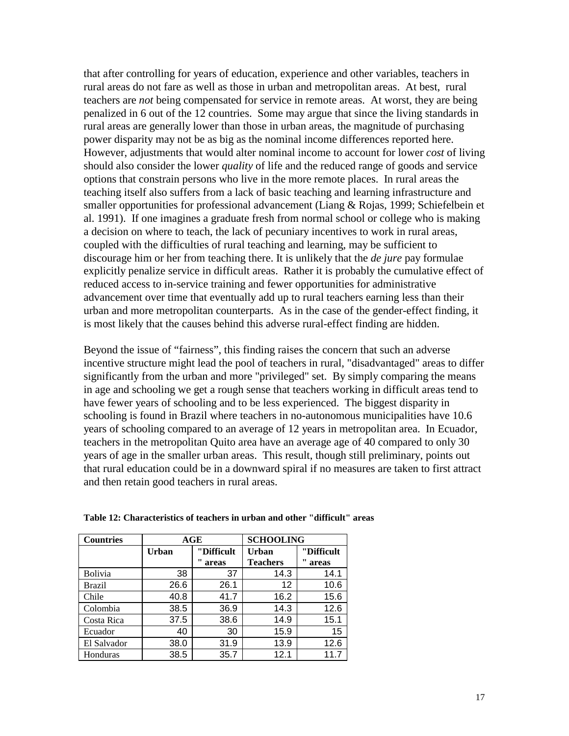that after controlling for years of education, experience and other variables, teachers in rural areas do not fare as well as those in urban and metropolitan areas. At best, rural teachers are *not* being compensated for service in remote areas. At worst, they are being penalized in 6 out of the 12 countries. Some may argue that since the living standards in rural areas are generally lower than those in urban areas, the magnitude of purchasing power disparity may not be as big as the nominal income differences reported here. However, adjustments that would alter nominal income to account for lower *cost* of living should also consider the lower *quality* of life and the reduced range of goods and service options that constrain persons who live in the more remote places. In rural areas the teaching itself also suffers from a lack of basic teaching and learning infrastructure and smaller opportunities for professional advancement (Liang & Rojas, 1999; Schiefelbein et al. 1991). If one imagines a graduate fresh from normal school or college who is making a decision on where to teach, the lack of pecuniary incentives to work in rural areas, coupled with the difficulties of rural teaching and learning, may be sufficient to discourage him or her from teaching there. It is unlikely that the *de jure* pay formulae explicitly penalize service in difficult areas. Rather it is probably the cumulative effect of reduced access to in-service training and fewer opportunities for administrative advancement over time that eventually add up to rural teachers earning less than their urban and more metropolitan counterparts. As in the case of the gender-effect finding, it is most likely that the causes behind this adverse rural-effect finding are hidden.

Beyond the issue of "fairness", this finding raises the concern that such an adverse incentive structure might lead the pool of teachers in rural, "disadvantaged" areas to differ significantly from the urban and more "privileged" set. By simply comparing the means in age and schooling we get a rough sense that teachers working in difficult areas tend to have fewer years of schooling and to be less experienced. The biggest disparity in schooling is found in Brazil where teachers in no-autonomous municipalities have 10.6 years of schooling compared to an average of 12 years in metropolitan area. In Ecuador, teachers in the metropolitan Quito area have an average age of 40 compared to only 30 years of age in the smaller urban areas. This result, though still preliminary, points out that rural education could be in a downward spiral if no measures are taken to first attract and then retain good teachers in rural areas.

**Table 12: Characteristics of teachers in urban and other "difficult" areas**

| Countries | AGE | | SCHOOLING | |
|---|---|---|---|---|
| | Urban | "Difficult" areas | Urban Teachers | "Difficult" areas |
| Bolivia | 38 | 37 | 14.3 | 14.1 |
| Brazil | 26.6 | 26.1 | 12 | 10.6 |
| Chile | 40.8 | 41.7 | 16.2 | 15.6 |
| Colombia | 38.5 | 36.9 | 14.3 | 12.6 |
| Costa Rica | 37.5 | 38.6 | 14.9 | 15.1 |
| Ecuador | 40 | 30 | 15.9 | 15 |
| El Salvador | 38.0 | 31.9 | 13.9 | 12.6 |
| Honduras | 38.5 | 35.7 | 12.1 | 11.7 |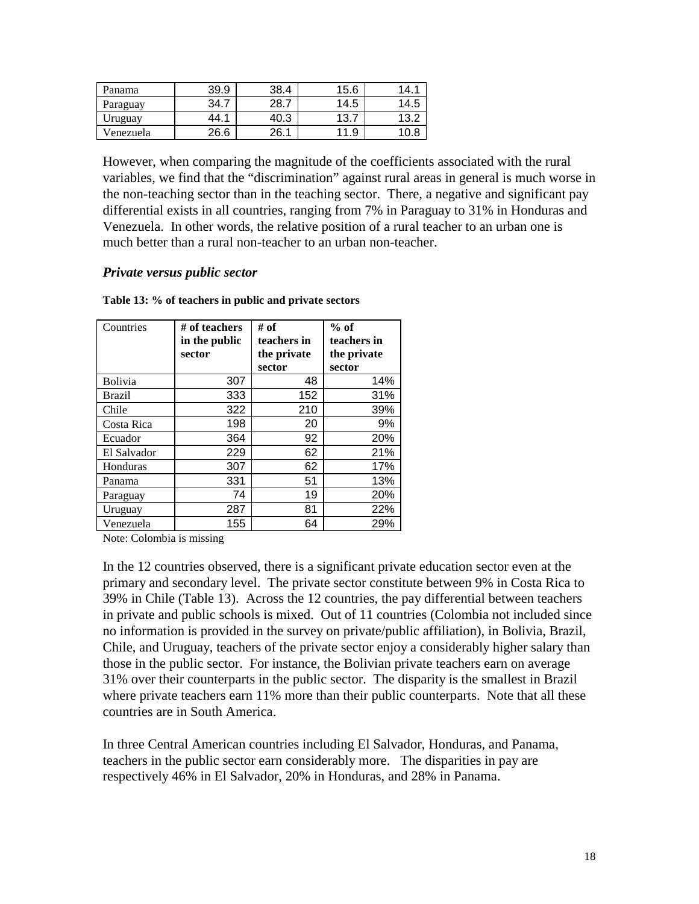| Panama | 39.9 | 38.4 | 15.6 | 14.1 |
|---|---|---|---|---|
| Paraguay | 34.7 | 28.7 | 14.5 | 14.5 |
| Uruguay | 44.1 | 40.3 | 13.7 | 13.2 |
| Venezuela | 26.6 | 26.1 | 11.9 | 10.8 |

However, when comparing the magnitude of the coefficients associated with the rural variables, we find that the "discrimination" against rural areas in general is much worse in the non-teaching sector than in the teaching sector. There, a negative and significant pay differential exists in all countries, ranging from 7% in Paraguay to 31% in Honduras and Venezuela. In other words, the relative position of a rural teacher to an urban one is much better than a rural non-teacher to an urban non-teacher.

### *Private versus public sector*

**Table 13: % of teachers in public and private sectors**

| Countries | **# of teachers in the public sector** | **# of teachers in the private sector** | **% of teachers in the private sector** |
|---|---|---|---|
| Bolivia | 307 | 48 | 14% |
| Brazil | 333 | 152 | 31% |
| Chile | 322 | 210 | 39% |
| Costa Rica | 198 | 20 | 9% |
| Ecuador | 364 | 92 | 20% |
| El Salvador | 229 | 62 | 21% |
| Honduras | 307 | 62 | 17% |
| Panama | 331 | 51 | 13% |
| Paraguay | 74 | 19 | 20% |
| Uruguay | 287 | 81 | 22% |
| Venezuela | 155 | 64 | 29% |

Note: Colombia is missing

In the 12 countries observed, there is a significant private education sector even at the primary and secondary level. The private sector constitute between 9% in Costa Rica to 39% in Chile (Table 13). Across the 12 countries, the pay differential between teachers in private and public schools is mixed. Out of 11 countries (Colombia not included since no information is provided in the survey on private/public affiliation), in Bolivia, Brazil, Chile, and Uruguay, teachers of the private sector enjoy a considerably higher salary than those in the public sector. For instance, the Bolivian private teachers earn on average 31% over their counterparts in the public sector. The disparity is the smallest in Brazil where private teachers earn 11% more than their public counterparts. Note that all these countries are in South America.

In three Central American countries including El Salvador, Honduras, and Panama, teachers in the public sector earn considerably more. The disparities in pay are respectively 46% in El Salvador, 20% in Honduras, and 28% in Panama.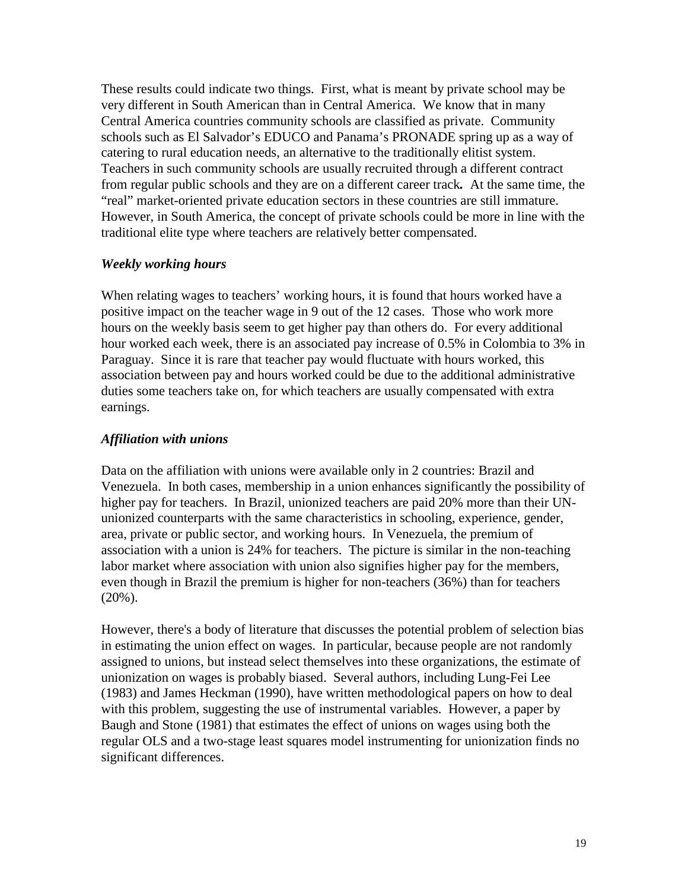These results could indicate two things. First, what is meant by private school may be very different in South American than in Central America. We know that in many Central America countries community schools are classified as private. Community schools such as El Salvador's EDUCO and Panama's PRONADE spring up as a way of catering to rural education needs, an alternative to the traditionally elitist system. Teachers in such community schools are usually recruited through a different contract from regular public schools and they are on a different career track**.** At the same time, the "real" market-oriented private education sectors in these countries are still immature. However, in South America, the concept of private schools could be more in line with the traditional elite type where teachers are relatively better compensated.

***Weekly working hours***

When relating wages to teachers' working hours, it is found that hours worked have a positive impact on the teacher wage in 9 out of the 12 cases. Those who work more hours on the weekly basis seem to get higher pay than others do. For every additional hour worked each week, there is an associated pay increase of 0.5% in Colombia to 3% in Paraguay. Since it is rare that teacher pay would fluctuate with hours worked, this association between pay and hours worked could be due to the additional administrative duties some teachers take on, for which teachers are usually compensated with extra earnings.

***Affiliation with unions***

Data on the affiliation with unions were available only in 2 countries: Brazil and Venezuela. In both cases, membership in a union enhances significantly the possibility of higher pay for teachers. In Brazil, unionized teachers are paid 20% more than their UN-unionized counterparts with the same characteristics in schooling, experience, gender, area, private or public sector, and working hours. In Venezuela, the premium of association with a union is 24% for teachers. The picture is similar in the non-teaching labor market where association with union also signifies higher pay for the members, even though in Brazil the premium is higher for non-teachers (36%) than for teachers (20%).

However, there's a body of literature that discusses the potential problem of selection bias in estimating the union effect on wages. In particular, because people are not randomly assigned to unions, but instead select themselves into these organizations, the estimate of unionization on wages is probably biased. Several authors, including Lung-Fei Lee (1983) and James Heckman (1990), have written methodological papers on how to deal with this problem, suggesting the use of instrumental variables. However, a paper by Baugh and Stone (1981) that estimates the effect of unions on wages using both the regular OLS and a two-stage least squares model instrumenting for unionization finds no significant differences.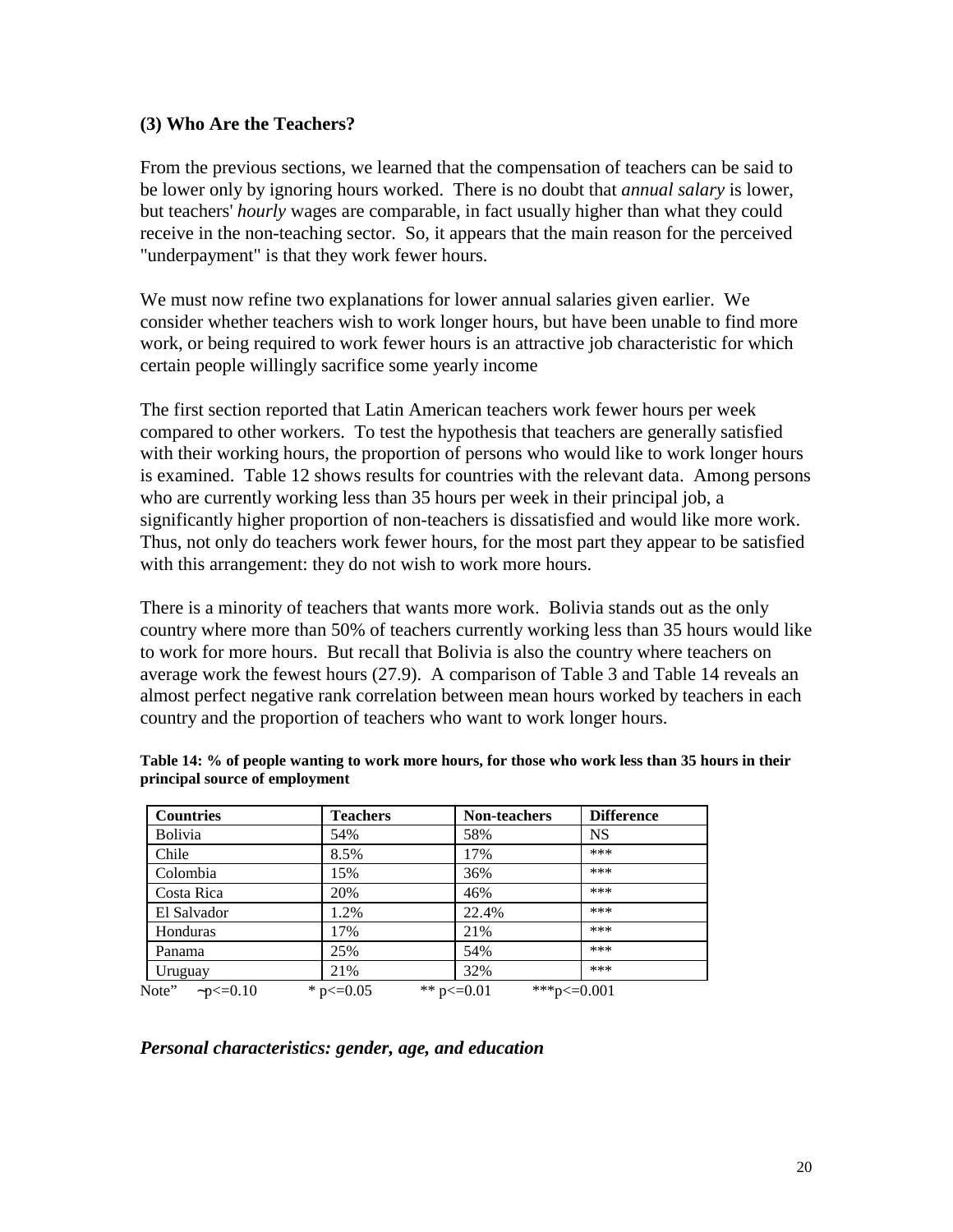### (3) Who Are the Teachers?

From the previous sections, we learned that the compensation of teachers can be said to be lower only by ignoring hours worked. There is no doubt that *annual salary* is lower, but teachers' *hourly* wages are comparable, in fact usually higher than what they could receive in the non-teaching sector. So, it appears that the main reason for the perceived "underpayment" is that they work fewer hours.

We must now refine two explanations for lower annual salaries given earlier. We consider whether teachers wish to work longer hours, but have been unable to find more work, or being required to work fewer hours is an attractive job characteristic for which certain people willingly sacrifice some yearly income

The first section reported that Latin American teachers work fewer hours per week compared to other workers. To test the hypothesis that teachers are generally satisfied with their working hours, the proportion of persons who would like to work longer hours is examined. Table 12 shows results for countries with the relevant data. Among persons who are currently working less than 35 hours per week in their principal job, a significantly higher proportion of non-teachers is dissatisfied and would like more work. Thus, not only do teachers work fewer hours, for the most part they appear to be satisfied with this arrangement: they do not wish to work more hours.

There is a minority of teachers that wants more work. Bolivia stands out as the only country where more than 50% of teachers currently working less than 35 hours would like to work for more hours. But recall that Bolivia is also the country where teachers on average work the fewest hours (27.9). A comparison of Table 3 and Table 14 reveals an almost perfect negative rank correlation between mean hours worked by teachers in each country and the proportion of teachers who want to work longer hours.

**Table 14: % of people wanting to work more hours, for those who work less than 35 hours in their principal source of employment**

| Countries | Teachers | Non-teachers | Difference |
|---|---|---|---|
| Bolivia | 54% | 58% | NS |
| Chile | 8.5% | 17% | *** |
| Colombia | 15% | 36% | *** |
| Costa Rica | 20% | 46% | *** |
| El Salvador | 1.2% | 22.4% | *** |
| Honduras | 17% | 21% | *** |
| Panama | 25% | 54% | *** |
| Uruguay | 21% | 32% | *** |

Note" ~p<=0.10 * p<=0.05 ** p<=0.01 ***p<=0.001

#### *Personal characteristics: gender, age, and education*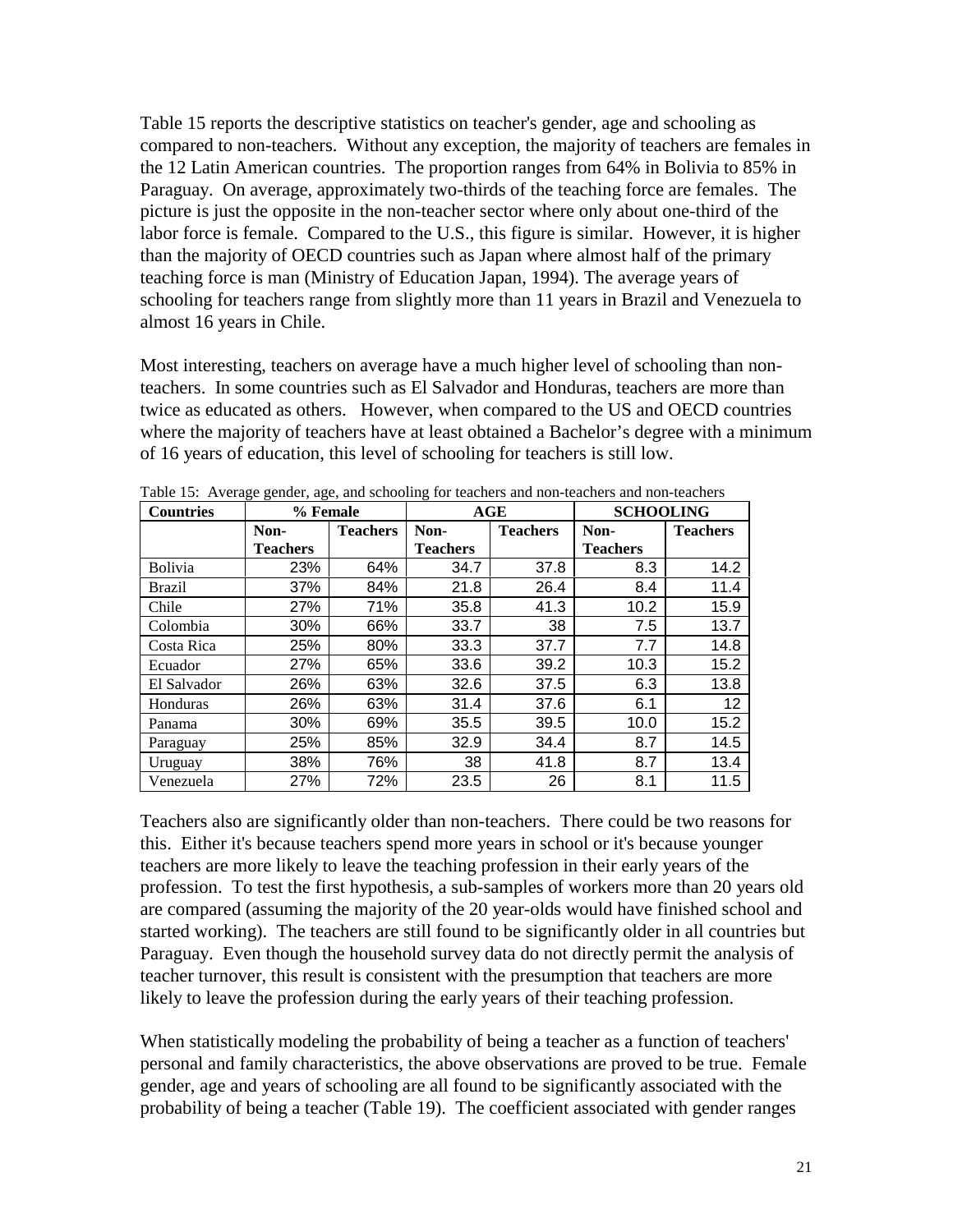Table 15 reports the descriptive statistics on teacher's gender, age and schooling as compared to non-teachers. Without any exception, the majority of teachers are females in the 12 Latin American countries. The proportion ranges from 64% in Bolivia to 85% in Paraguay. On average, approximately two-thirds of the teaching force are females. The picture is just the opposite in the non-teacher sector where only about one-third of the labor force is female. Compared to the U.S., this figure is similar. However, it is higher than the majority of OECD countries such as Japan where almost half of the primary teaching force is man (Ministry of Education Japan, 1994). The average years of schooling for teachers range from slightly more than 11 years in Brazil and Venezuela to almost 16 years in Chile.

Most interesting, teachers on average have a much higher level of schooling than non-teachers. In some countries such as El Salvador and Honduras, teachers are more than twice as educated as others. However, when compared to the US and OECD countries where the majority of teachers have at least obtained a Bachelor's degree with a minimum of 16 years of education, this level of schooling for teachers is still low.

Table 15: Average gender, age, and schooling for teachers and non-teachers and non-teachers

| Countries | % Female | | AGE | | SCHOOLING | |
|---|---|---|---|---|---|---|
| | Non-Teachers | Teachers | Non-Teachers | Teachers | Non-Teachers | Teachers |
| Bolivia | 23% | 64% | 34.7 | 37.8 | 8.3 | 14.2 |
| Brazil | 37% | 84% | 21.8 | 26.4 | 8.4 | 11.4 |
| Chile | 27% | 71% | 35.8 | 41.3 | 10.2 | 15.9 |
| Colombia | 30% | 66% | 33.7 | 38 | 7.5 | 13.7 |
| Costa Rica | 25% | 80% | 33.3 | 37.7 | 7.7 | 14.8 |
| Ecuador | 27% | 65% | 33.6 | 39.2 | 10.3 | 15.2 |
| El Salvador | 26% | 63% | 32.6 | 37.5 | 6.3 | 13.8 |
| Honduras | 26% | 63% | 31.4 | 37.6 | 6.1 | 12 |
| Panama | 30% | 69% | 35.5 | 39.5 | 10.0 | 15.2 |
| Paraguay | 25% | 85% | 32.9 | 34.4 | 8.7 | 14.5 |
| Uruguay | 38% | 76% | 38 | 41.8 | 8.7 | 13.4 |
| Venezuela | 27% | 72% | 23.5 | 26 | 8.1 | 11.5 |

Teachers also are significantly older than non-teachers. There could be two reasons for this. Either it's because teachers spend more years in school or it's because younger teachers are more likely to leave the teaching profession in their early years of the profession. To test the first hypothesis, a sub-samples of workers more than 20 years old are compared (assuming the majority of the 20 year-olds would have finished school and started working). The teachers are still found to be significantly older in all countries but Paraguay. Even though the household survey data do not directly permit the analysis of teacher turnover, this result is consistent with the presumption that teachers are more likely to leave the profession during the early years of their teaching profession.

When statistically modeling the probability of being a teacher as a function of teachers' personal and family characteristics, the above observations are proved to be true. Female gender, age and years of schooling are all found to be significantly associated with the probability of being a teacher (Table 19). The coefficient associated with gender ranges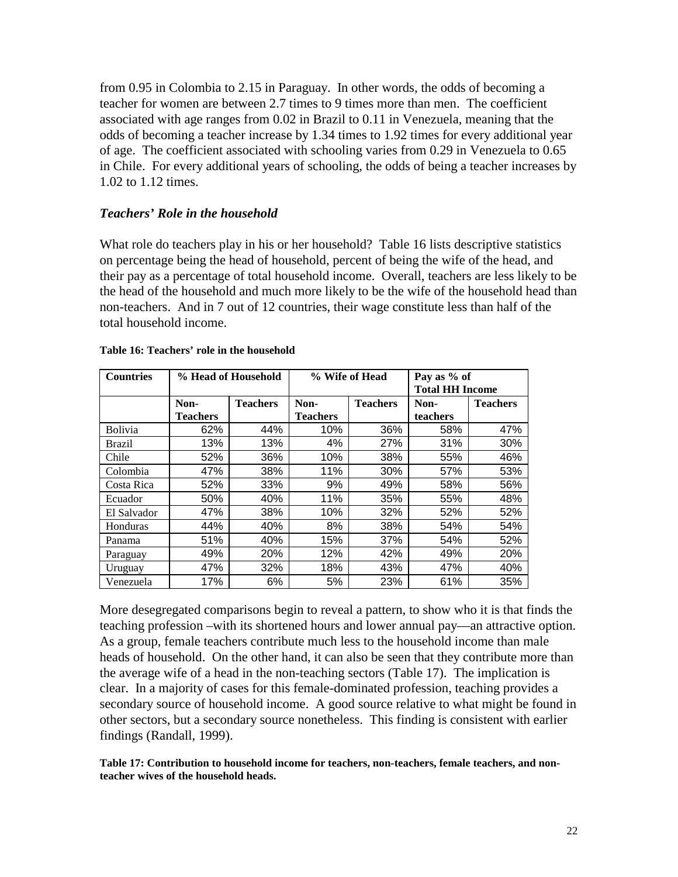from 0.95 in Colombia to 2.15 in Paraguay. In other words, the odds of becoming a teacher for women are between 2.7 times to 9 times more than men. The coefficient associated with age ranges from 0.02 in Brazil to 0.11 in Venezuela, meaning that the odds of becoming a teacher increase by 1.34 times to 1.92 times for every additional year of age. The coefficient associated with schooling varies from 0.29 in Venezuela to 0.65 in Chile. For every additional years of schooling, the odds of being a teacher increases by 1.02 to 1.12 times.

### *Teachers' Role in the household*

What role do teachers play in his or her household? Table 16 lists descriptive statistics on percentage being the head of household, percent of being the wife of the head, and their pay as a percentage of total household income. Overall, teachers are less likely to be the head of the household and much more likely to be the wife of the household head than non-teachers. And in 7 out of 12 countries, their wage constitute less than half of the total household income.

**Table 16: Teachers' role in the household**

| Countries | % Head of Household | | % Wife of Head | | Pay as % of Total HH Income | |
|---|---|---|---|---|---|---|
| | Non-Teachers | Teachers | Non-Teachers | Teachers | Non-teachers | Teachers |
| Bolivia | 62% | 44% | 10% | 36% | 58% | 47% |
| Brazil | 13% | 13% | 4% | 27% | 31% | 30% |
| Chile | 52% | 36% | 10% | 38% | 55% | 46% |
| Colombia | 47% | 38% | 11% | 30% | 57% | 53% |
| Costa Rica | 52% | 33% | 9% | 49% | 58% | 56% |
| Ecuador | 50% | 40% | 11% | 35% | 55% | 48% |
| El Salvador | 47% | 38% | 10% | 32% | 52% | 52% |
| Honduras | 44% | 40% | 8% | 38% | 54% | 54% |
| Panama | 51% | 40% | 15% | 37% | 54% | 52% |
| Paraguay | 49% | 20% | 12% | 42% | 49% | 20% |
| Uruguay | 47% | 32% | 18% | 43% | 47% | 40% |
| Venezuela | 17% | 6% | 5% | 23% | 61% | 35% |

More desegregated comparisons begin to reveal a pattern, to show who it is that finds the teaching profession –with its shortened hours and lower annual pay—an attractive option. As a group, female teachers contribute much less to the household income than male heads of household. On the other hand, it can also be seen that they contribute more than the average wife of a head in the non-teaching sectors (Table 17). The implication is clear. In a majority of cases for this female-dominated profession, teaching provides a secondary source of household income. A good source relative to what might be found in other sectors, but a secondary source nonetheless. This finding is consistent with earlier findings (Randall, 1999).

**Table 17: Contribution to household income for teachers, non-teachers, female teachers, and non-teacher wives of the household heads.**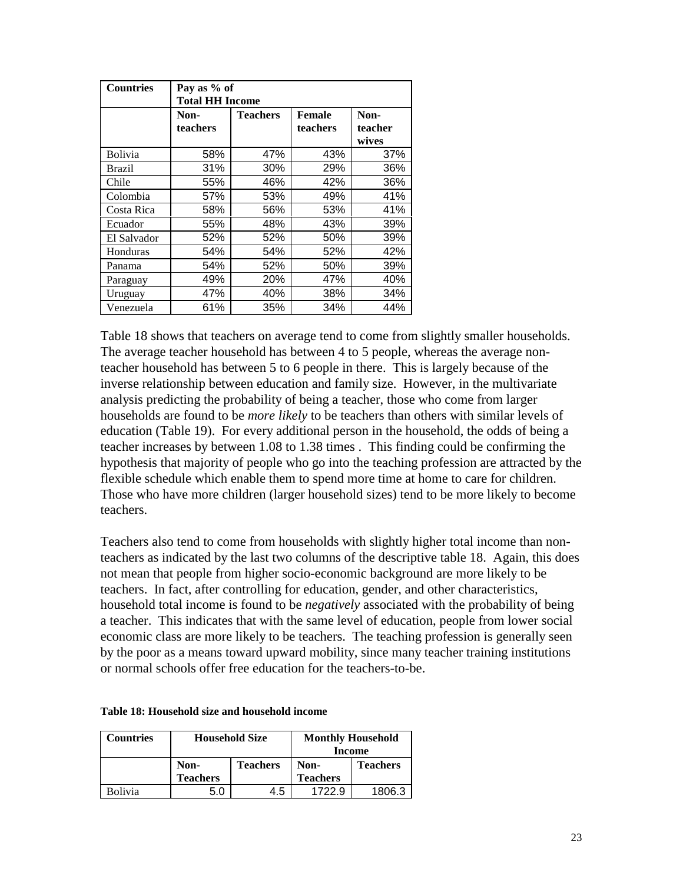| Countries | Pay as % of Total HH Income | | | |
|---|---|---|---|---|
| | Non-teachers | Teachers | Female teachers | Non-teacher wives |
| Bolivia | 58% | 47% | 43% | 37% |
| Brazil | 31% | 30% | 29% | 36% |
| Chile | 55% | 46% | 42% | 36% |
| Colombia | 57% | 53% | 49% | 41% |
| Costa Rica | 58% | 56% | 53% | 41% |
| Ecuador | 55% | 48% | 43% | 39% |
| El Salvador | 52% | 52% | 50% | 39% |
| Honduras | 54% | 54% | 52% | 42% |
| Panama | 54% | 52% | 50% | 39% |
| Paraguay | 49% | 20% | 47% | 40% |
| Uruguay | 47% | 40% | 38% | 34% |
| Venezuela | 61% | 35% | 34% | 44% |

Table 18 shows that teachers on average tend to come from slightly smaller households. The average teacher household has between 4 to 5 people, whereas the average non-teacher household has between 5 to 6 people in there. This is largely because of the inverse relationship between education and family size. However, in the multivariate analysis predicting the probability of being a teacher, those who come from larger households are found to be *more likely* to be teachers than others with similar levels of education (Table 19). For every additional person in the household, the odds of being a teacher increases by between 1.08 to 1.38 times . This finding could be confirming the hypothesis that majority of people who go into the teaching profession are attracted by the flexible schedule which enable them to spend more time at home to care for children. Those who have more children (larger household sizes) tend to be more likely to become teachers.

Teachers also tend to come from households with slightly higher total income than non-teachers as indicated by the last two columns of the descriptive table 18. Again, this does not mean that people from higher socio-economic background are more likely to be teachers. In fact, after controlling for education, gender, and other characteristics, household total income is found to be *negatively* associated with the probability of being a teacher. This indicates that with the same level of education, people from lower social economic class are more likely to be teachers. The teaching profession is generally seen by the poor as a means toward upward mobility, since many teacher training institutions or normal schools offer free education for the teachers-to-be.

**Table 18: Household size and household income**

| Countries | Household Size | | Monthly Household Income | |
|---|---|---|---|---|
| | Non-Teachers | Teachers | Non-Teachers | Teachers |
| Bolivia | 5.0 | 4.5 | 1722.9 | 1806.3 |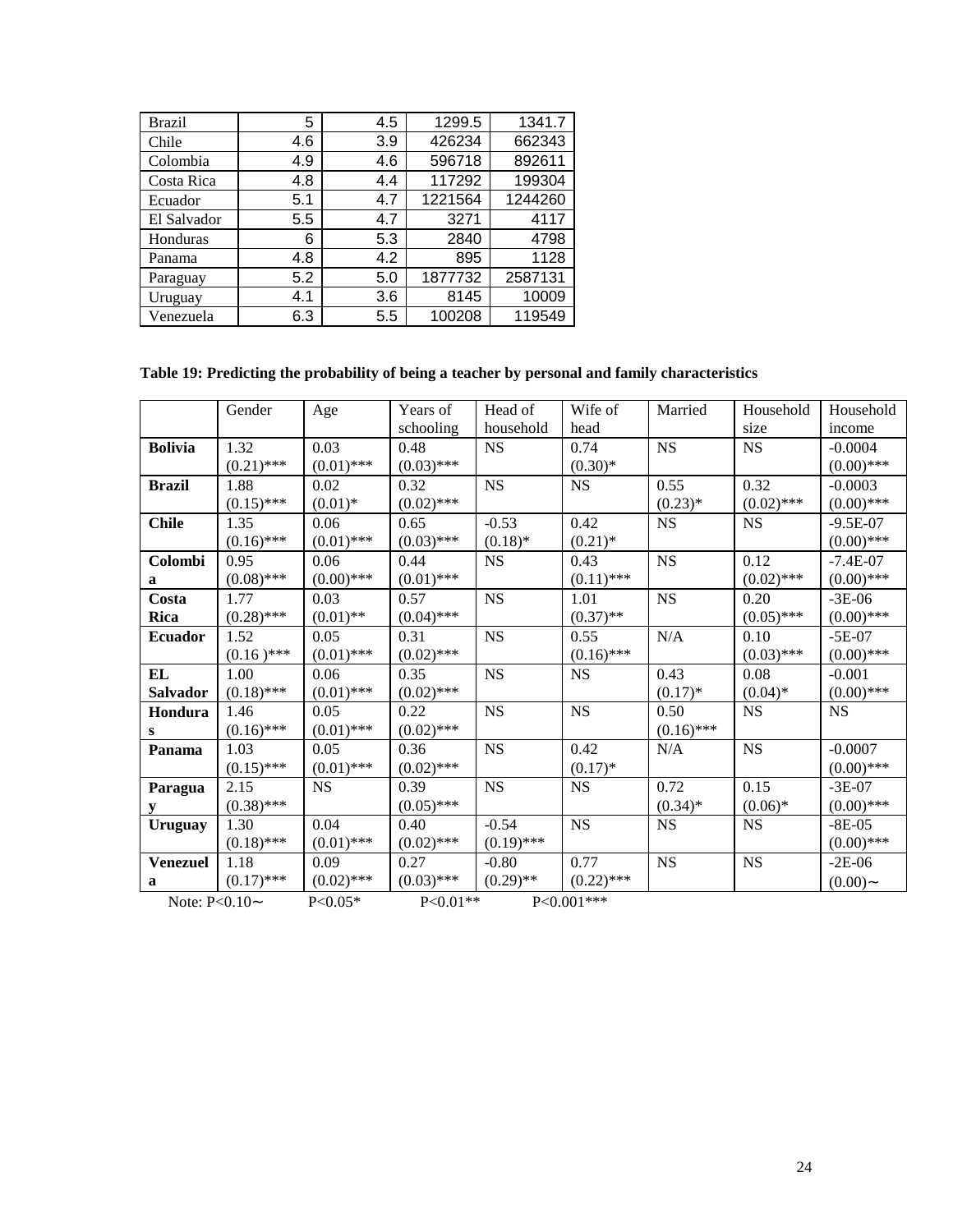| Brazil | 5 | 4.5 | 1299.5 | 1341.7 |
|---|---|---|---|---|
| Chile | 4.6 | 3.9 | 426234 | 662343 |
| Colombia | 4.9 | 4.6 | 596718 | 892611 |
| Costa Rica | 4.8 | 4.4 | 117292 | 199304 |
| Ecuador | 5.1 | 4.7 | 1221564 | 1244260 |
| El Salvador | 5.5 | 4.7 | 3271 | 4117 |
| Honduras | 6 | 5.3 | 2840 | 4798 |
| Panama | 4.8 | 4.2 | 895 | 1128 |
| Paraguay | 5.2 | 5.0 | 1877732 | 2587131 |
| Uruguay | 4.1 | 3.6 | 8145 | 10009 |
| Venezuela | 6.3 | 5.5 | 100208 | 119549 |

**Table 19: Predicting the probability of being a teacher by personal and family characteristics**

| | Gender | Age | Years of schooling | Head of household | Wife of head | Married | Household size | Household income |
|---|---|---|---|---|---|---|---|---|
| **Bolivia** | 1.32 (0.21)*** | 0.03 (0.01)*** | 0.48 (0.03)*** | NS | 0.74 (0.30)* | NS | NS | -0.0004 (0.00)*** |
| **Brazil** | 1.88 (0.15)*** | 0.02 (0.01)* | 0.32 (0.02)*** | NS | NS | 0.55 (0.23)* | 0.32 (0.02)*** | -0.0003 (0.00)*** |
| **Chile** | 1.35 (0.16)*** | 0.06 (0.01)*** | 0.65 (0.03)*** | -0.53 (0.18)* | 0.42 (0.21)* | NS | NS | -9.5E-07 (0.00)*** |
| **Colombia** | 0.95 (0.08)*** | 0.06 (0.00)*** | 0.44 (0.01)*** | NS | 0.43 (0.11)*** | NS | 0.12 (0.02)*** | -7.4E-07 (0.00)*** |
| **Costa Rica** | 1.77 (0.28)*** | 0.03 (0.01)** | 0.57 (0.04)*** | NS | 1.01 (0.37)** | NS | 0.20 (0.05)*** | -3E-06 (0.00)*** |
| **Ecuador** | 1.52 (0.16 )*** | 0.05 (0.01)*** | 0.31 (0.02)*** | NS | 0.55 (0.16)*** | N/A | 0.10 (0.03)*** | -5E-07 (0.00)*** |
| **EL Salvador** | 1.00 (0.18)*** | 0.06 (0.01)*** | 0.35 (0.02)*** | NS | NS | 0.43 (0.17)* | 0.08 (0.04)* | -0.001 (0.00)*** |
| **Honduras** | 1.46 (0.16)*** | 0.05 (0.01)*** | 0.22 (0.02)*** | NS | NS | 0.50 (0.16)*** | NS | NS |
| **Panama** | 1.03 (0.15)*** | 0.05 (0.01)*** | 0.36 (0.02)*** | NS | 0.42 (0.17)* | N/A | NS | -0.0007 (0.00)*** |
| **Paraguay** | 2.15 (0.38)*** | NS | 0.39 (0.05)*** | NS | NS | 0.72 (0.34)* | 0.15 (0.06)* | -3E-07 (0.00)*** |
| **Uruguay** | 1.30 (0.18)*** | 0.04 (0.01)*** | 0.40 (0.02)*** | -0.54 (0.19)*** | NS | NS | NS | -8E-05 (0.00)*** |
| **Venezuela** | 1.18 (0.17)*** | 0.09 (0.02)*** | 0.27 (0.03)*** | -0.80 (0.29)** | 0.77 (0.22)*** | NS | NS | -2E-06 (0.00)~ |

Note: P<0.10~ P<0.05* P<0.01** P<0.001***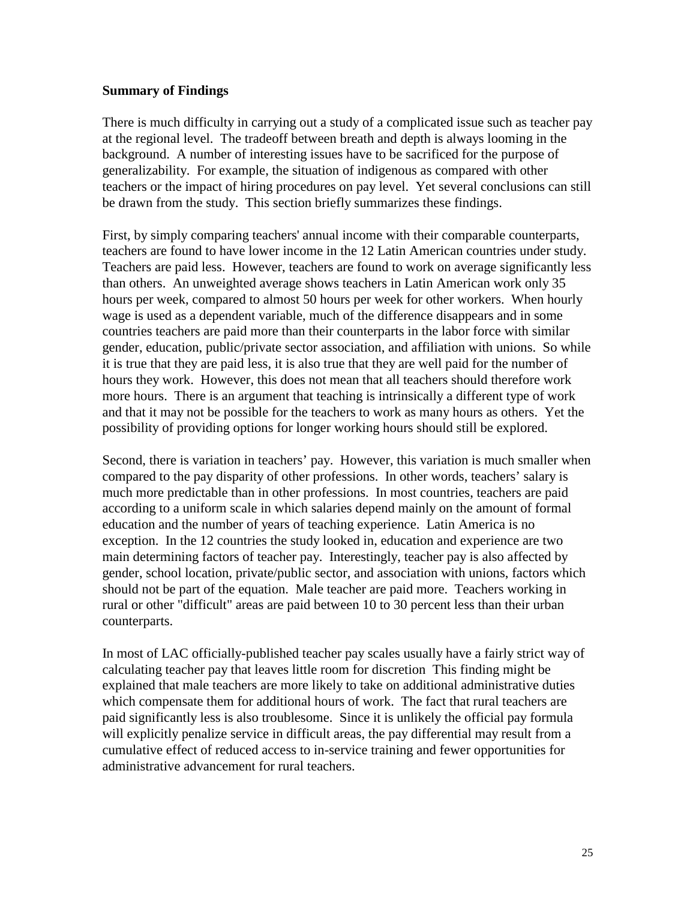**Summary of Findings**

There is much difficulty in carrying out a study of a complicated issue such as teacher pay at the regional level. The tradeoff between breath and depth is always looming in the background. A number of interesting issues have to be sacrificed for the purpose of generalizability. For example, the situation of indigenous as compared with other teachers or the impact of hiring procedures on pay level. Yet several conclusions can still be drawn from the study. This section briefly summarizes these findings.

First, by simply comparing teachers' annual income with their comparable counterparts, teachers are found to have lower income in the 12 Latin American countries under study. Teachers are paid less. However, teachers are found to work on average significantly less than others. An unweighted average shows teachers in Latin American work only 35 hours per week, compared to almost 50 hours per week for other workers. When hourly wage is used as a dependent variable, much of the difference disappears and in some countries teachers are paid more than their counterparts in the labor force with similar gender, education, public/private sector association, and affiliation with unions. So while it is true that they are paid less, it is also true that they are well paid for the number of hours they work. However, this does not mean that all teachers should therefore work more hours. There is an argument that teaching is intrinsically a different type of work and that it may not be possible for the teachers to work as many hours as others. Yet the possibility of providing options for longer working hours should still be explored.

Second, there is variation in teachers' pay. However, this variation is much smaller when compared to the pay disparity of other professions. In other words, teachers' salary is much more predictable than in other professions. In most countries, teachers are paid according to a uniform scale in which salaries depend mainly on the amount of formal education and the number of years of teaching experience. Latin America is no exception. In the 12 countries the study looked in, education and experience are two main determining factors of teacher pay. Interestingly, teacher pay is also affected by gender, school location, private/public sector, and association with unions, factors which should not be part of the equation. Male teacher are paid more. Teachers working in rural or other "difficult" areas are paid between 10 to 30 percent less than their urban counterparts.

In most of LAC officially-published teacher pay scales usually have a fairly strict way of calculating teacher pay that leaves little room for discretion This finding might be explained that male teachers are more likely to take on additional administrative duties which compensate them for additional hours of work. The fact that rural teachers are paid significantly less is also troublesome. Since it is unlikely the official pay formula will explicitly penalize service in difficult areas, the pay differential may result from a cumulative effect of reduced access to in-service training and fewer opportunities for administrative advancement for rural teachers.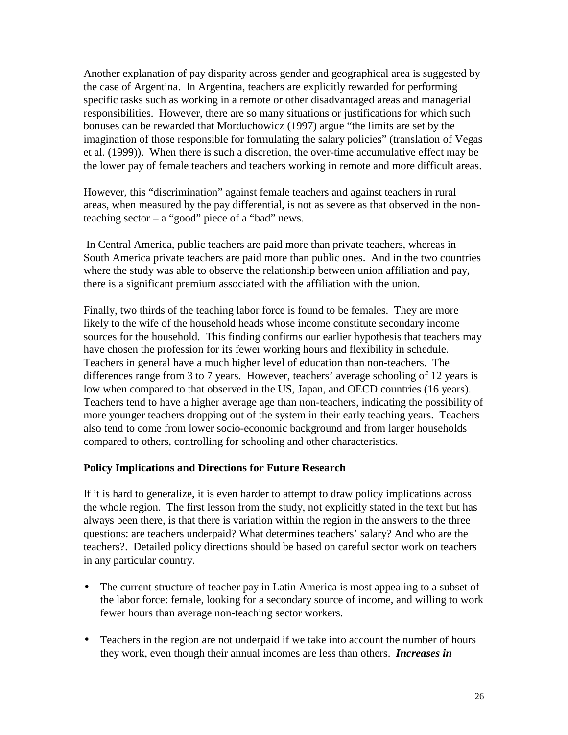Another explanation of pay disparity across gender and geographical area is suggested by the case of Argentina. In Argentina, teachers are explicitly rewarded for performing specific tasks such as working in a remote or other disadvantaged areas and managerial responsibilities. However, there are so many situations or justifications for which such bonuses can be rewarded that Morduchowicz (1997) argue "the limits are set by the imagination of those responsible for formulating the salary policies" (translation of Vegas et al. (1999)). When there is such a discretion, the over-time accumulative effect may be the lower pay of female teachers and teachers working in remote and more difficult areas.

However, this "discrimination" against female teachers and against teachers in rural areas, when measured by the pay differential, is not as severe as that observed in the non-teaching sector – a "good" piece of a "bad" news.

In Central America, public teachers are paid more than private teachers, whereas in South America private teachers are paid more than public ones. And in the two countries where the study was able to observe the relationship between union affiliation and pay, there is a significant premium associated with the affiliation with the union.

Finally, two thirds of the teaching labor force is found to be females. They are more likely to the wife of the household heads whose income constitute secondary income sources for the household. This finding confirms our earlier hypothesis that teachers may have chosen the profession for its fewer working hours and flexibility in schedule. Teachers in general have a much higher level of education than non-teachers. The differences range from 3 to 7 years. However, teachers' average schooling of 12 years is low when compared to that observed in the US, Japan, and OECD countries (16 years). Teachers tend to have a higher average age than non-teachers, indicating the possibility of more younger teachers dropping out of the system in their early teaching years. Teachers also tend to come from lower socio-economic background and from larger households compared to others, controlling for schooling and other characteristics.

**Policy Implications and Directions for Future Research**

If it is hard to generalize, it is even harder to attempt to draw policy implications across the whole region. The first lesson from the study, not explicitly stated in the text but has always been there, is that there is variation within the region in the answers to the three questions: are teachers underpaid? What determines teachers' salary? And who are the teachers?. Detailed policy directions should be based on careful sector work on teachers in any particular country.

- The current structure of teacher pay in Latin America is most appealing to a subset of the labor force: female, looking for a secondary source of income, and willing to work fewer hours than average non-teaching sector workers.

- Teachers in the region are not underpaid if we take into account the number of hours they work, even though their annual incomes are less than others. ***Increases in***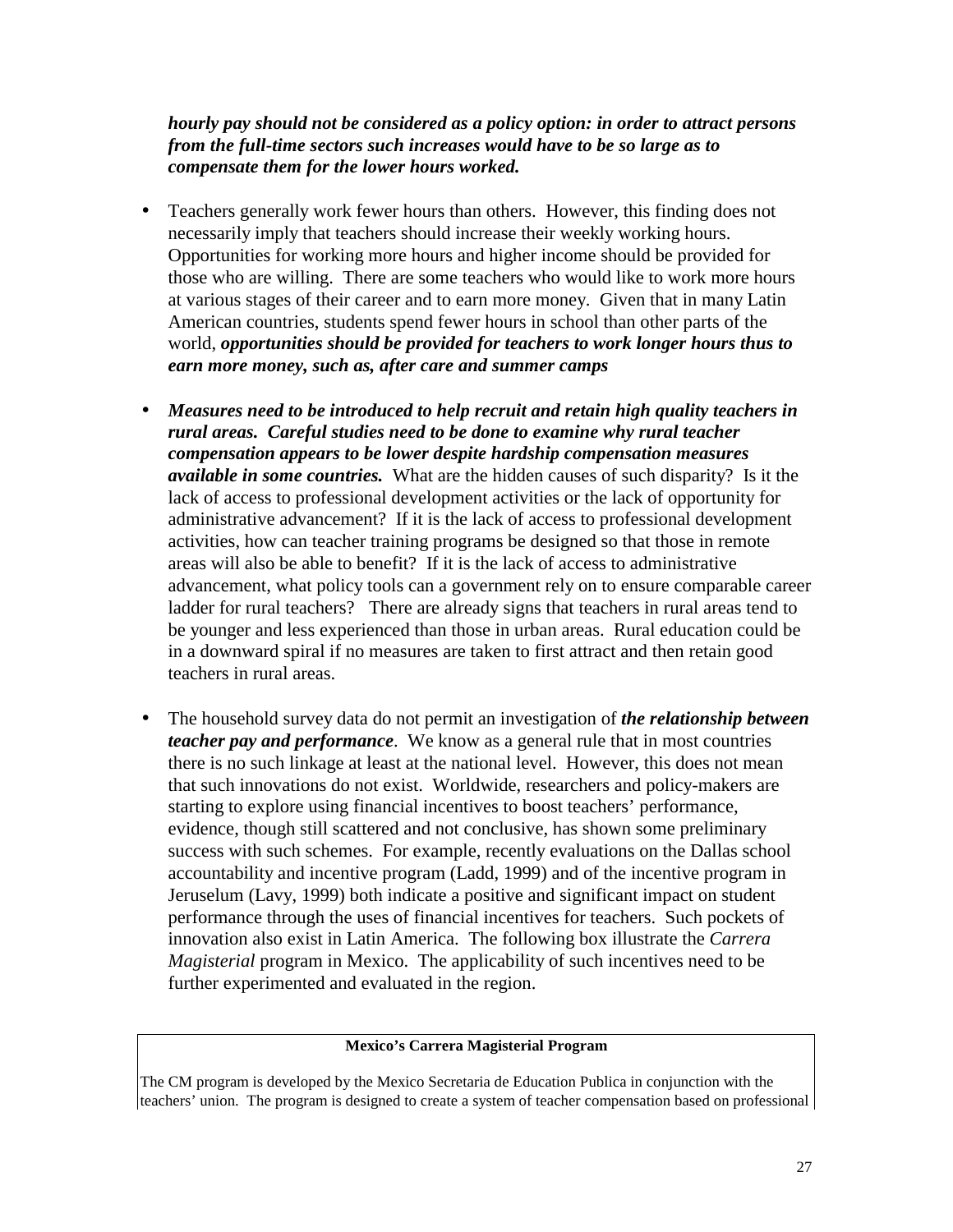***hourly pay should not be considered as a policy option: in order to attract persons from the full-time sectors such increases would have to be so large as to compensate them for the lower hours worked.***

- Teachers generally work fewer hours than others. However, this finding does not necessarily imply that teachers should increase their weekly working hours. Opportunities for working more hours and higher income should be provided for those who are willing. There are some teachers who would like to work more hours at various stages of their career and to earn more money. Given that in many Latin American countries, students spend fewer hours in school than other parts of the world, ***opportunities should be provided for teachers to work longer hours thus to earn more money, such as, after care and summer camps***

- ***Measures need to be introduced to help recruit and retain high quality teachers in rural areas. Careful studies need to be done to examine why rural teacher compensation appears to be lower despite hardship compensation measures available in some countries.*** What are the hidden causes of such disparity? Is it the lack of access to professional development activities or the lack of opportunity for administrative advancement? If it is the lack of access to professional development activities, how can teacher training programs be designed so that those in remote areas will also be able to benefit? If it is the lack of access to administrative advancement, what policy tools can a government rely on to ensure comparable career ladder for rural teachers? There are already signs that teachers in rural areas tend to be younger and less experienced than those in urban areas. Rural education could be in a downward spiral if no measures are taken to first attract and then retain good teachers in rural areas.

- The household survey data do not permit an investigation of ***the relationship between teacher pay and performance***. We know as a general rule that in most countries there is no such linkage at least at the national level. However, this does not mean that such innovations do not exist. Worldwide, researchers and policy-makers are starting to explore using financial incentives to boost teachers' performance, evidence, though still scattered and not conclusive, has shown some preliminary success with such schemes. For example, recently evaluations on the Dallas school accountability and incentive program (Ladd, 1999) and of the incentive program in Jeruselum (Lavy, 1999) both indicate a positive and significant impact on student performance through the uses of financial incentives for teachers. Such pockets of innovation also exist in Latin America. The following box illustrate the *Carrera Magisterial* program in Mexico. The applicability of such incentives need to be further experimented and evaluated in the region.

**Mexico's Carrera Magisterial Program**

The CM program is developed by the Mexico Secretaria de Education Publica in conjunction with the teachers' union. The program is designed to create a system of teacher compensation based on professional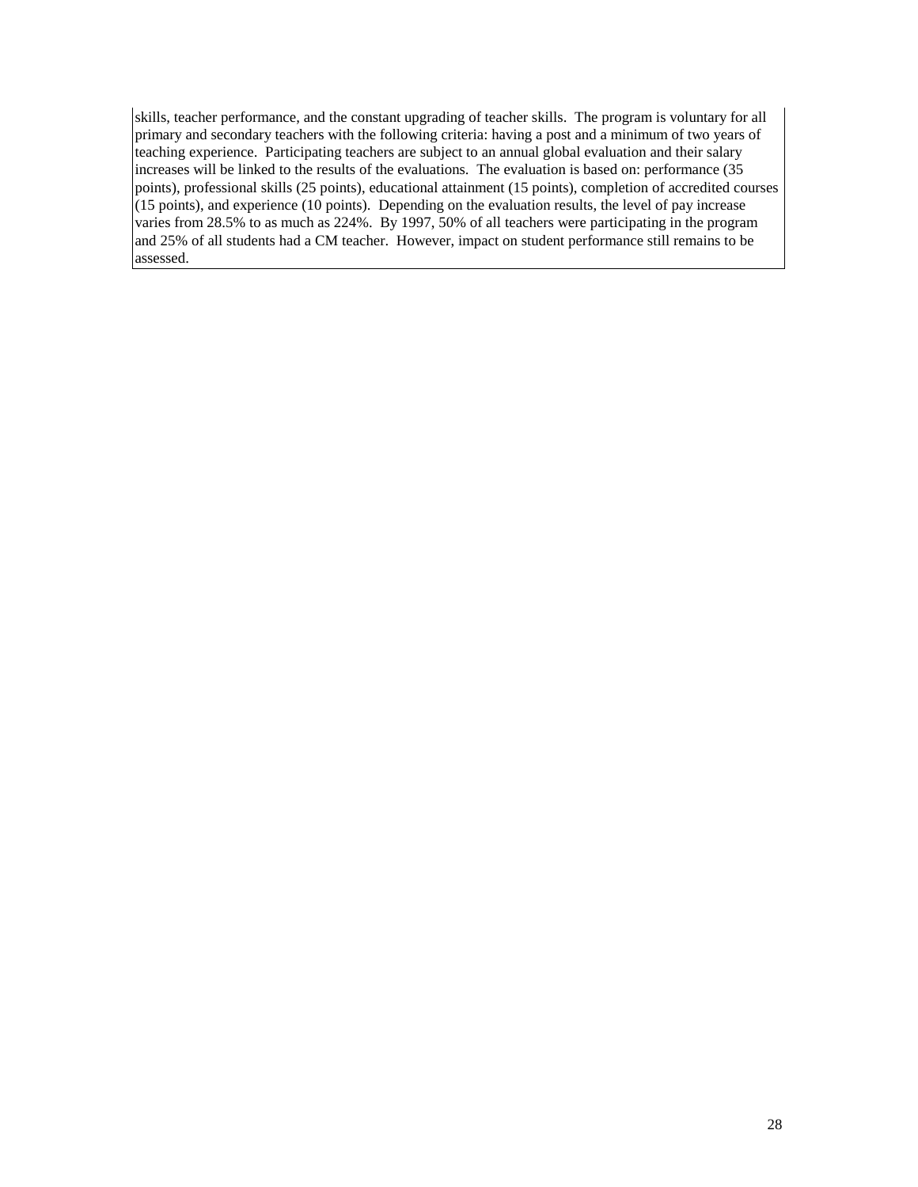skills, teacher performance, and the constant upgrading of teacher skills. The program is voluntary for all primary and secondary teachers with the following criteria: having a post and a minimum of two years of teaching experience. Participating teachers are subject to an annual global evaluation and their salary increases will be linked to the results of the evaluations. The evaluation is based on: performance (35 points), professional skills (25 points), educational attainment (15 points), completion of accredited courses (15 points), and experience (10 points). Depending on the evaluation results, the level of pay increase varies from 28.5% to as much as 224%. By 1997, 50% of all teachers were participating in the program and 25% of all students had a CM teacher. However, impact on student performance still remains to be assessed.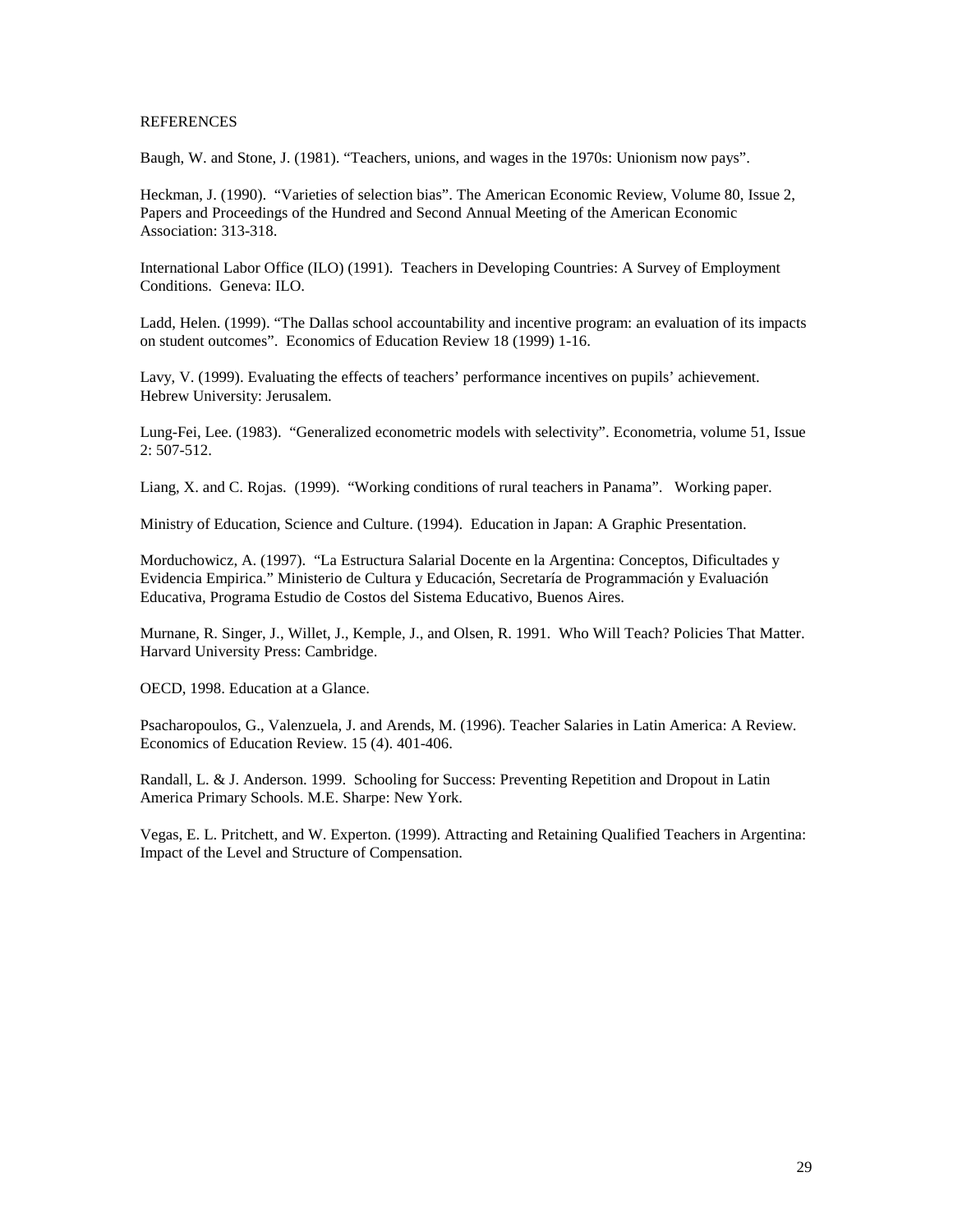REFERENCES

Baugh, W. and Stone, J. (1981). "Teachers, unions, and wages in the 1970s: Unionism now pays".

Heckman, J. (1990). "Varieties of selection bias". The American Economic Review, Volume 80, Issue 2, Papers and Proceedings of the Hundred and Second Annual Meeting of the American Economic Association: 313-318.

International Labor Office (ILO) (1991). Teachers in Developing Countries: A Survey of Employment Conditions. Geneva: ILO.

Ladd, Helen. (1999). "The Dallas school accountability and incentive program: an evaluation of its impacts on student outcomes". Economics of Education Review 18 (1999) 1-16.

Lavy, V. (1999). Evaluating the effects of teachers' performance incentives on pupils' achievement. Hebrew University: Jerusalem.

Lung-Fei, Lee. (1983). "Generalized econometric models with selectivity". Econometria, volume 51, Issue 2: 507-512.

Liang, X. and C. Rojas. (1999). "Working conditions of rural teachers in Panama". Working paper.

Ministry of Education, Science and Culture. (1994). Education in Japan: A Graphic Presentation.

Morduchowicz, A. (1997). "La Estructura Salarial Docente en la Argentina: Conceptos, Dificultades y Evidencia Empirica." Ministerio de Cultura y Educación, Secretaría de Programmación y Evaluación Educativa, Programa Estudio de Costos del Sistema Educativo, Buenos Aires.

Murnane, R. Singer, J., Willet, J., Kemple, J., and Olsen, R. 1991. Who Will Teach? Policies That Matter. Harvard University Press: Cambridge.

OECD, 1998. Education at a Glance.

Psacharopoulos, G., Valenzuela, J. and Arends, M. (1996). Teacher Salaries in Latin America: A Review. Economics of Education Review. 15 (4). 401-406.

Randall, L. & J. Anderson. 1999. Schooling for Success: Preventing Repetition and Dropout in Latin America Primary Schools. M.E. Sharpe: New York.

Vegas, E. L. Pritchett, and W. Experton. (1999). Attracting and Retaining Qualified Teachers in Argentina: Impact of the Level and Structure of Compensation.